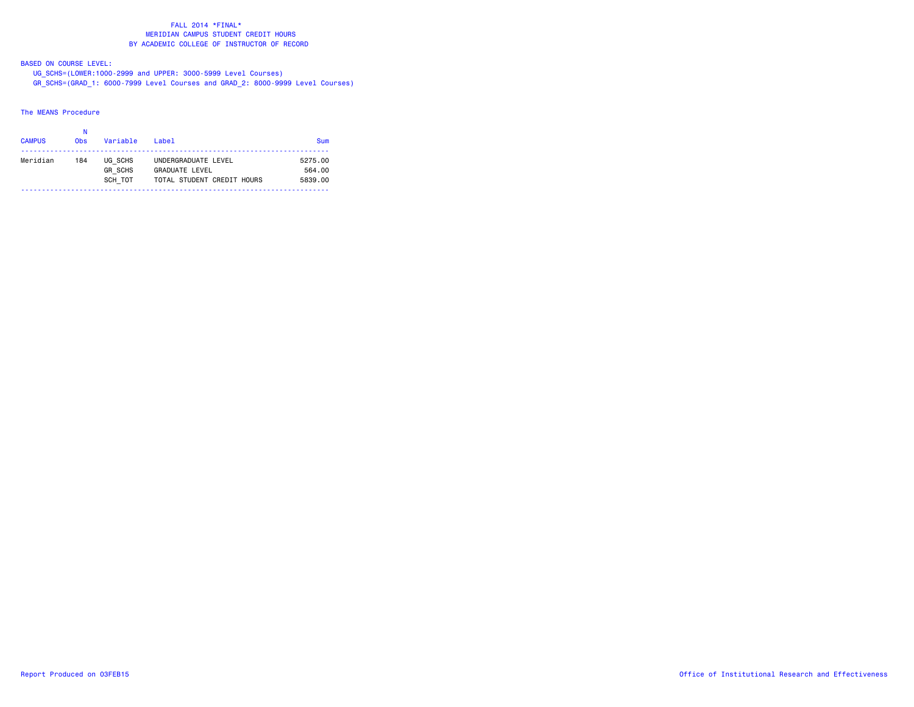# FALL 2014 *FINAL*
## MERIDIAN CAMPUS STUDENT CREDIT HOURS
## BY ACADEMIC COLLEGE OF INSTRUCTOR OF RECORD

BASED ON COURSE LEVEL:

UG_SCHS=(LOWER:1000-2999 and UPPER: 3000-5999 Level Courses)

GR_SCHS=(GRAD_1: 6000-7999 Level Courses and GRAD_2: 8000-9999 Level Courses)

The MEANS Procedure

| CAMPUS | N Obs | Variable | Label | Sum |
|---|---|---|---|---|
| Meridian | 184 | UG_SCHS | UNDERGRADUATE LEVEL | 5275.00 |
| | | GR_SCHS | GRADUATE LEVEL | 564.00 |
| | | SCH_TOT | TOTAL STUDENT CREDIT HOURS | 5839.00 |

Report Produced on 03FEB15

Office of Institutional Research and Effectiveness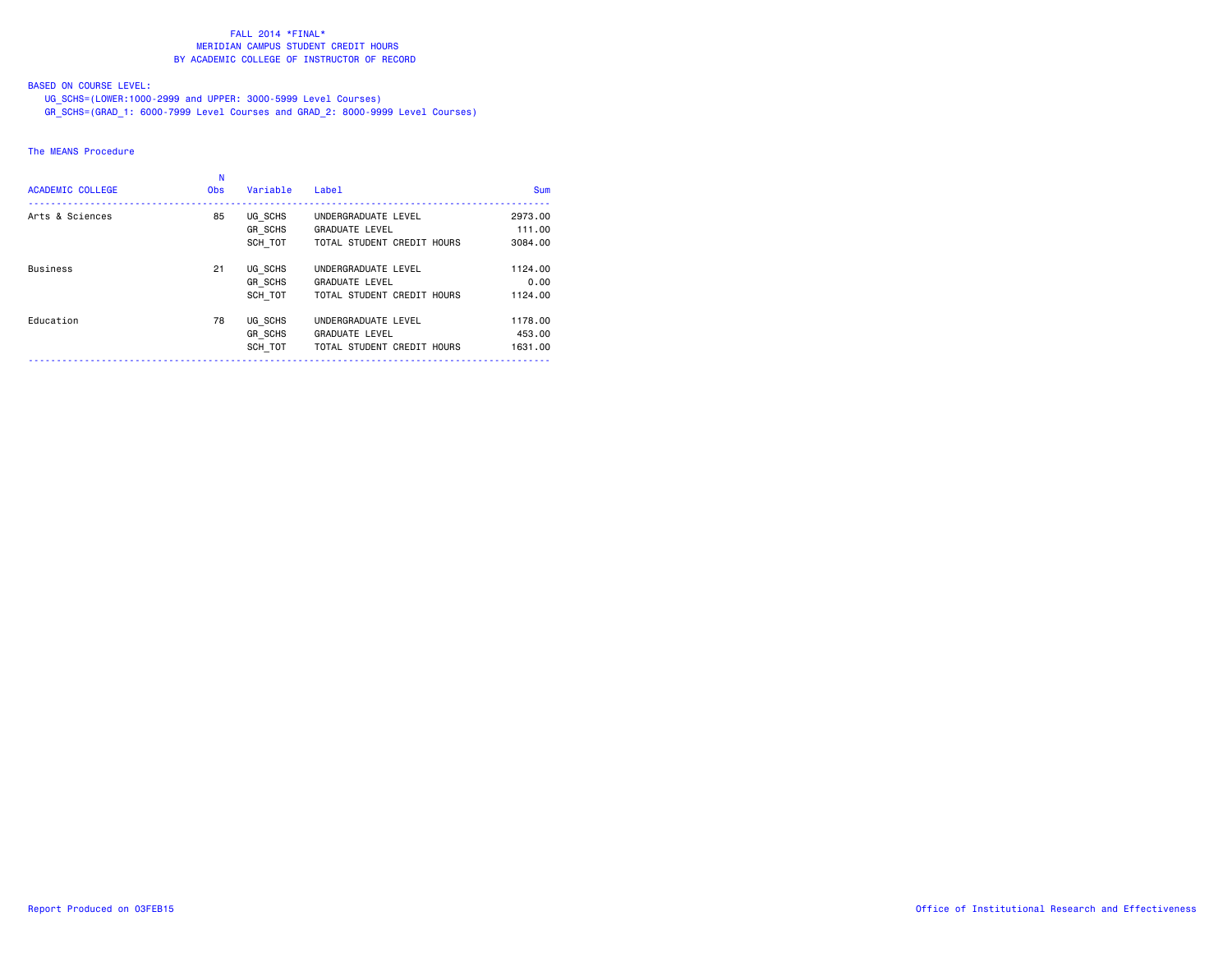# FALL 2014 *FINAL*
## MERIDIAN CAMPUS STUDENT CREDIT HOURS
## BY ACADEMIC COLLEGE OF INSTRUCTOR OF RECORD

BASED ON COURSE LEVEL:
UG_SCHS=(LOWER:1000-2999 and UPPER: 3000-5999 Level Courses)
GR_SCHS=(GRAD_1: 6000-7999 Level Courses and GRAD_2: 8000-9999 Level Courses)

The MEANS Procedure

| ACADEMIC COLLEGE | N Obs | Variable | Label | Sum |
|---|---|---|---|---|
| Arts & Sciences | 85 | UG_SCHS | UNDERGRADUATE LEVEL | 2973.00 |
| | | GR_SCHS | GRADUATE LEVEL | 111.00 |
| | | SCH_TOT | TOTAL STUDENT CREDIT HOURS | 3084.00 |
| Business | 21 | UG_SCHS | UNDERGRADUATE LEVEL | 1124.00 |
| | | GR_SCHS | GRADUATE LEVEL | 0.00 |
| | | SCH_TOT | TOTAL STUDENT CREDIT HOURS | 1124.00 |
| Education | 78 | UG_SCHS | UNDERGRADUATE LEVEL | 1178.00 |
| | | GR_SCHS | GRADUATE LEVEL | 453.00 |
| | | SCH_TOT | TOTAL STUDENT CREDIT HOURS | 1631.00 |

Report Produced on 03FEB15 Office of Institutional Research and Effectiveness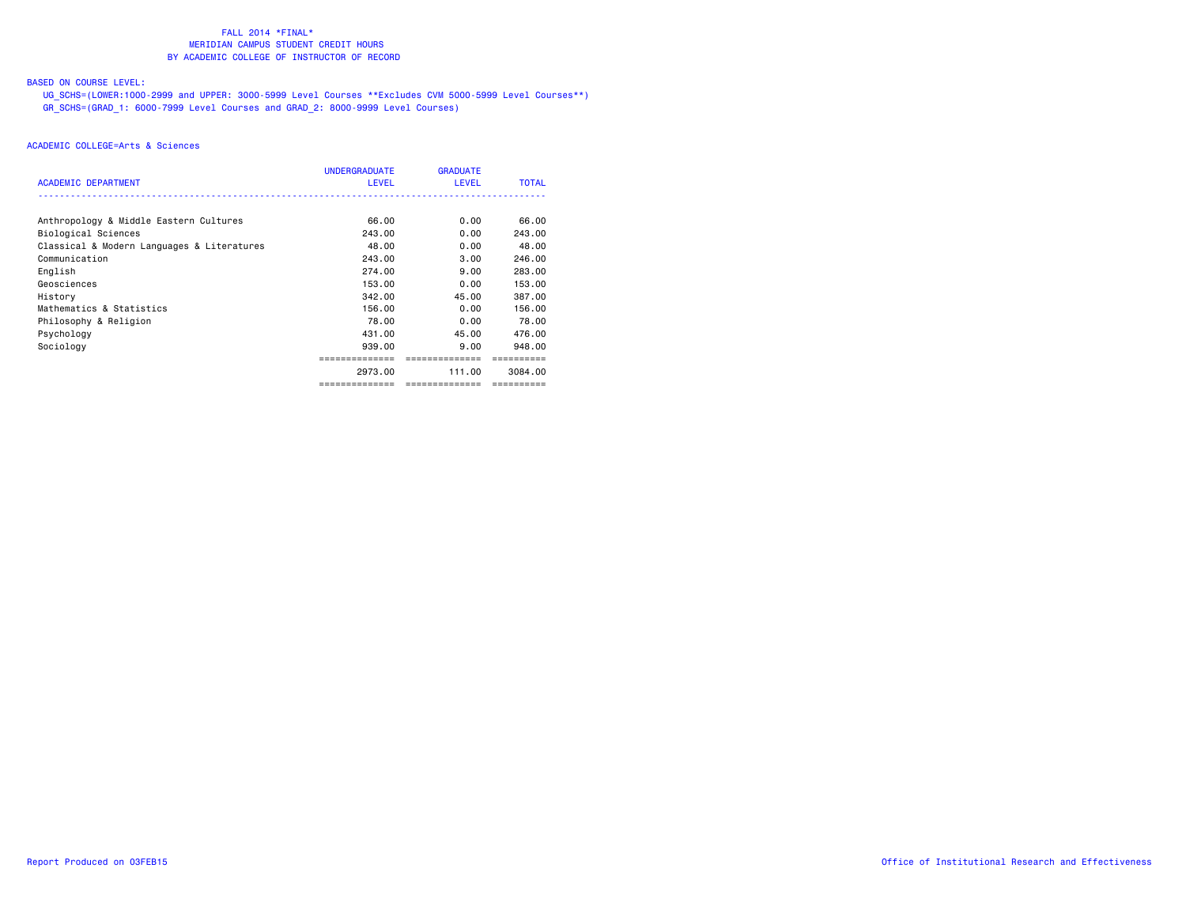FALL 2014 *FINAL*
MERIDIAN CAMPUS STUDENT CREDIT HOURS
BY ACADEMIC COLLEGE OF INSTRUCTOR OF RECORD

BASED ON COURSE LEVEL:
UG_SCHS=(LOWER:1000-2999 and UPPER: 3000-5999 Level Courses **Excludes CVM 5000-5999 Level Courses**)
GR_SCHS=(GRAD_1: 6000-7999 Level Courses and GRAD_2: 8000-9999 Level Courses)

ACADEMIC COLLEGE=Arts & Sciences

| ACADEMIC DEPARTMENT | UNDERGRADUATE LEVEL | GRADUATE LEVEL | TOTAL |
|---|---|---|---|
| Anthropology & Middle Eastern Cultures | 66.00 | 0.00 | 66.00 |
| Biological Sciences | 243.00 | 0.00 | 243.00 |
| Classical & Modern Languages & Literatures | 48.00 | 0.00 | 48.00 |
| Communication | 243.00 | 3.00 | 246.00 |
| English | 274.00 | 9.00 | 283.00 |
| Geosciences | 153.00 | 0.00 | 153.00 |
| History | 342.00 | 45.00 | 387.00 |
| Mathematics & Statistics | 156.00 | 0.00 | 156.00 |
| Philosophy & Religion | 78.00 | 0.00 | 78.00 |
| Psychology | 431.00 | 45.00 | 476.00 |
| Sociology | 939.00 | 9.00 | 948.00 |
| | 2973.00 | 111.00 | 3084.00 |

Report Produced on 03FEB15

Office of Institutional Research and Effectiveness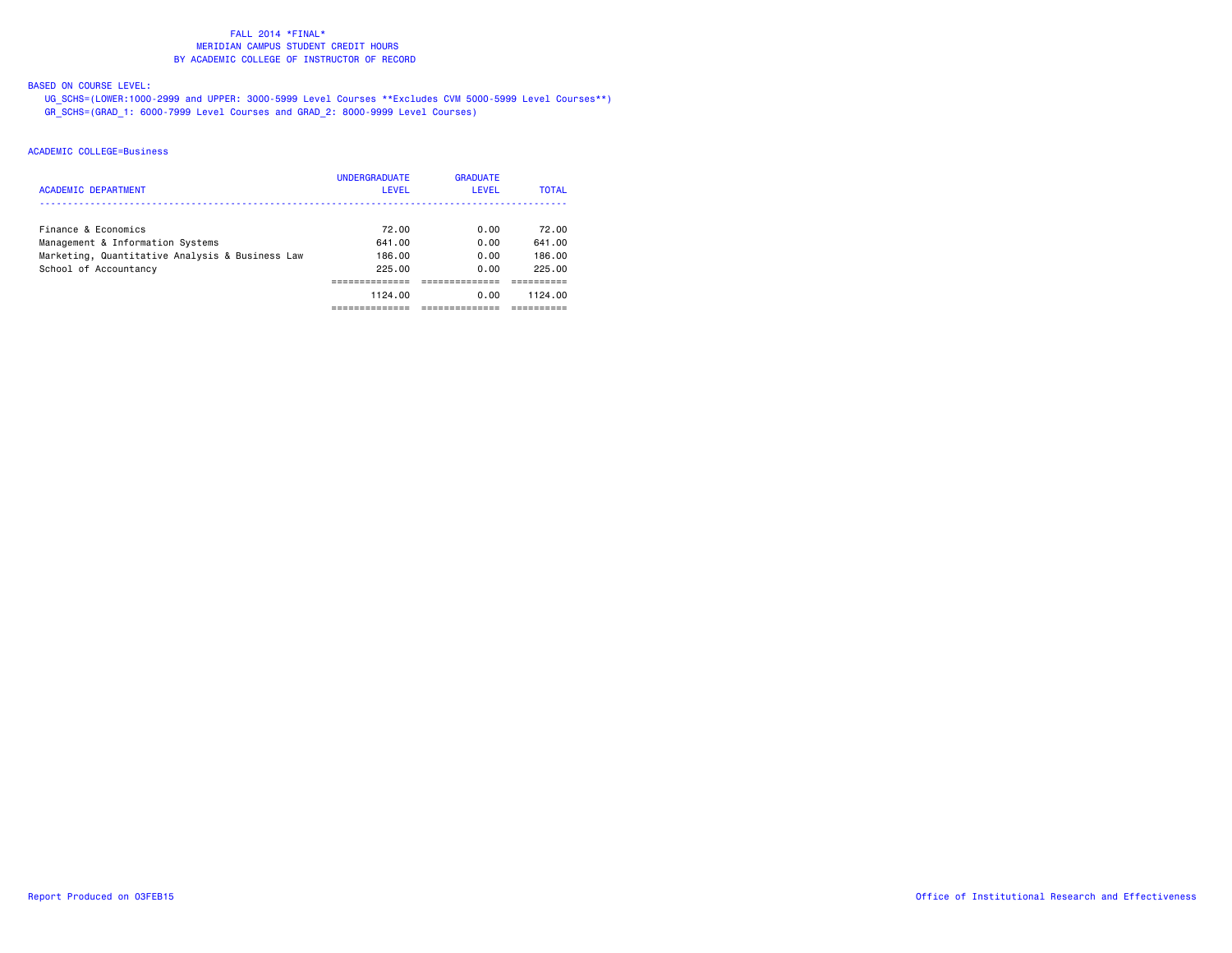FALL 2014 *FINAL*
MERIDIAN CAMPUS STUDENT CREDIT HOURS
BY ACADEMIC COLLEGE OF INSTRUCTOR OF RECORD

BASED ON COURSE LEVEL:

UG_SCHS=(LOWER:1000-2999 and UPPER: 3000-5999 Level Courses **Excludes CVM 5000-5999 Level Courses**)
GR_SCHS=(GRAD_1: 6000-7999 Level Courses and GRAD_2: 8000-9999 Level Courses)

ACADEMIC COLLEGE=Business

| ACADEMIC DEPARTMENT | UNDERGRADUATE LEVEL | GRADUATE LEVEL | TOTAL |
|---|---|---|---|
| Finance & Economics | 72.00 | 0.00 | 72.00 |
| Management & Information Systems | 641.00 | 0.00 | 641.00 |
| Marketing, Quantitative Analysis & Business Law | 186.00 | 0.00 | 186.00 |
| School of Accountancy | 225.00 | 0.00 | 225.00 |
| | 1124.00 | 0.00 | 1124.00 |

Report Produced on 03FEB15

Office of Institutional Research and Effectiveness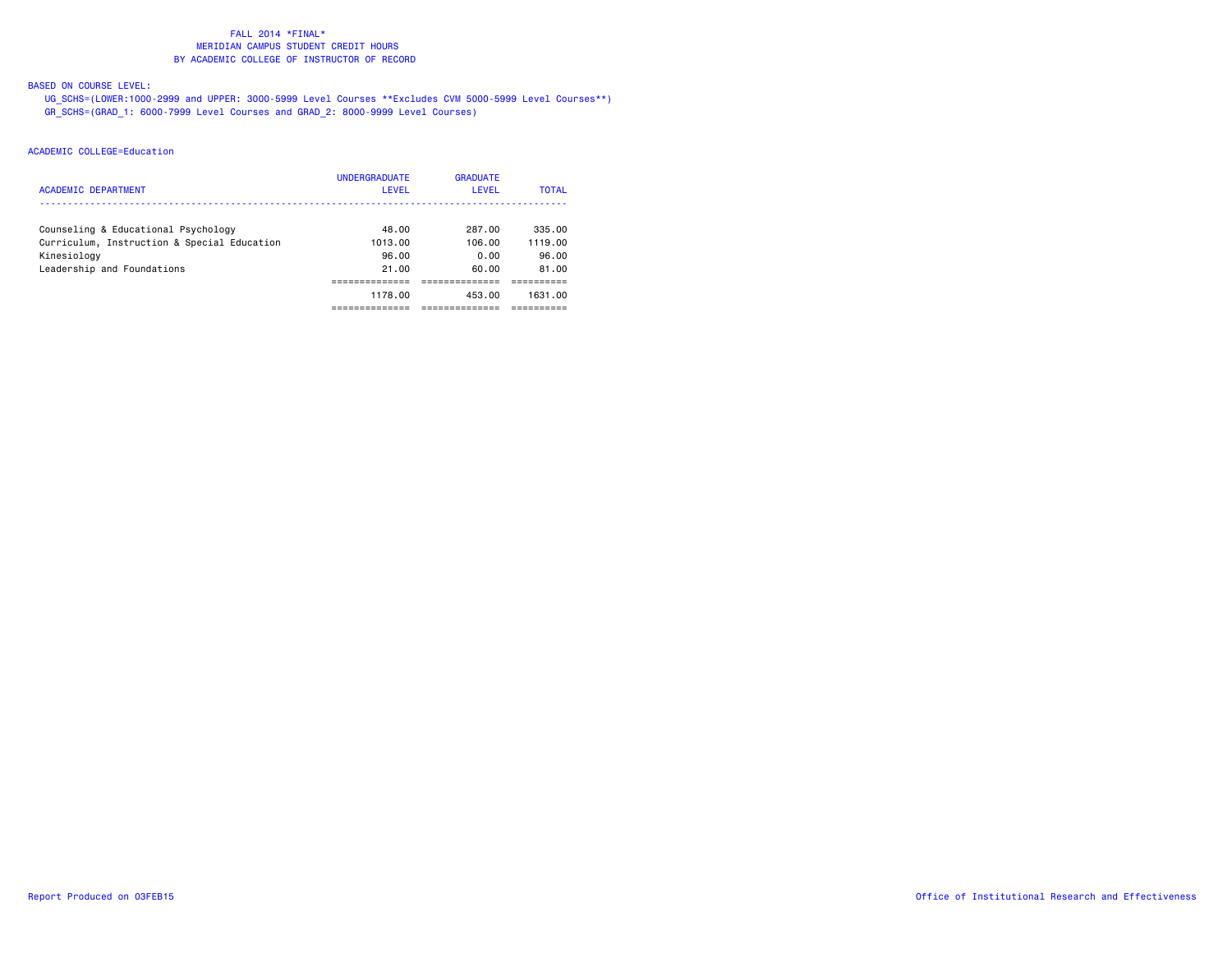FALL 2014 *FINAL*
MERIDIAN CAMPUS STUDENT CREDIT HOURS
BY ACADEMIC COLLEGE OF INSTRUCTOR OF RECORD

BASED ON COURSE LEVEL:
UG_SCHS=(LOWER:1000-2999 and UPPER: 3000-5999 Level Courses **Excludes CVM 5000-5999 Level Courses**)
GR_SCHS=(GRAD_1: 6000-7999 Level Courses and GRAD_2: 8000-9999 Level Courses)

ACADEMIC COLLEGE=Education

| ACADEMIC DEPARTMENT | UNDERGRADUATE LEVEL | GRADUATE LEVEL | TOTAL |
|---|---|---|---|
| Counseling & Educational Psychology | 48.00 | 287.00 | 335.00 |
| Curriculum, Instruction & Special Education | 1013.00 | 106.00 | 1119.00 |
| Kinesiology | 96.00 | 0.00 | 96.00 |
| Leadership and Foundations | 21.00 | 60.00 | 81.00 |
| | 1178.00 | 453.00 | 1631.00 |

Report Produced on 03FEB15

Office of Institutional Research and Effectiveness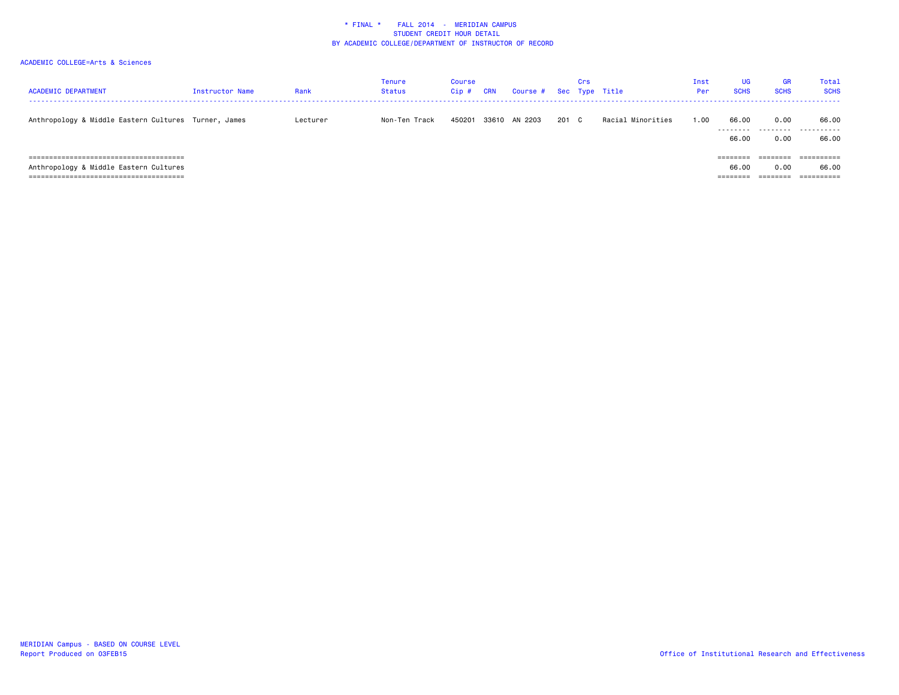* FINAL * FALL 2014 - MERIDIAN CAMPUS
STUDENT CREDIT HOUR DETAIL
BY ACADEMIC COLLEGE/DEPARTMENT OF INSTRUCTOR OF RECORD

ACADEMIC COLLEGE=Arts & Sciences

| ACADEMIC DEPARTMENT | Instructor Name | Rank | Tenure Status | Course Cip # | CRN | Course # | Sec | Crs Type | Title | Inst Per | UG SCHS | GR SCHS | Total SCHS |
|---|---|---|---|---|---|---|---|---|---|---|---|---|---|
| Anthropology & Middle Eastern Cultures | Turner, James | Lecturer | Non-Ten Track | 450201 | 33610 | AN 2203 | 201 | C | Racial Minorities | 1.00 | 66.00 | 0.00 | 66.00 |
| | | | | | | | | | | | 66.00 | 0.00 | 66.00 |
| Anthropology & Middle Eastern Cultures | | | | | | | | | | | 66.00 | 0.00 | 66.00 |

MERIDIAN Campus - BASED ON COURSE LEVEL
Report Produced on 03FEB15

Office of Institutional Research and Effectiveness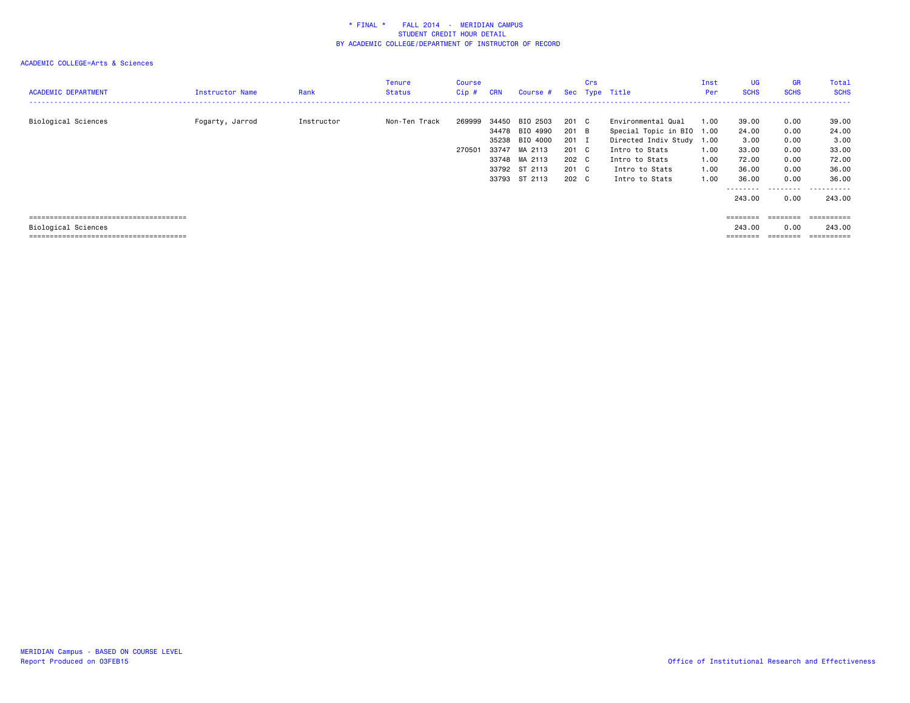\* FINAL \*    FALL 2014  -  MERIDIAN CAMPUS
STUDENT CREDIT HOUR DETAIL
BY ACADEMIC COLLEGE/DEPARTMENT OF INSTRUCTOR OF RECORD

ACADEMIC COLLEGE=Arts & Sciences

| ACADEMIC DEPARTMENT | Instructor Name | Rank | Tenure Status | Course Cip # | CRN | Course # | Sec | Crs Type | Title | Inst Per | UG SCHS | GR SCHS | Total SCHS |
|---|---|---|---|---|---|---|---|---|---|---|---|---|---|
| Biological Sciences | Fogarty, Jarrod | Instructor | Non-Ten Track | 269999 | 34450 | BIO 2503 | 201 | C | Environmental Qual | 1.00 | 39.00 | 0.00 | 39.00 |
| | | | | | 34478 | BIO 4990 | 201 | B | Special Topic in BIO | 1.00 | 24.00 | 0.00 | 24.00 |
| | | | | | 35238 | BIO 4000 | 201 | I | Directed Indiv Study | 1.00 | 3.00 | 0.00 | 3.00 |
| | | | | 270501 | 33747 | MA 2113 | 201 | C | Intro to Stats | 1.00 | 33.00 | 0.00 | 33.00 |
| | | | | | 33748 | MA 2113 | 202 | C | Intro to Stats | 1.00 | 72.00 | 0.00 | 72.00 |
| | | | | | 33792 | ST 2113 | 201 | C | Intro to Stats | 1.00 | 36.00 | 0.00 | 36.00 |
| | | | | | 33793 | ST 2113 | 202 | C | Intro to Stats | 1.00 | 36.00 | 0.00 | 36.00 |
| | | | | | | | | | | | 243.00 | 0.00 | 243.00 |
| Biological Sciences | | | | | | | | | | | 243.00 | 0.00 | 243.00 |

MERIDIAN Campus - BASED ON COURSE LEVEL
Report Produced on 03FEB15

Office of Institutional Research and Effectiveness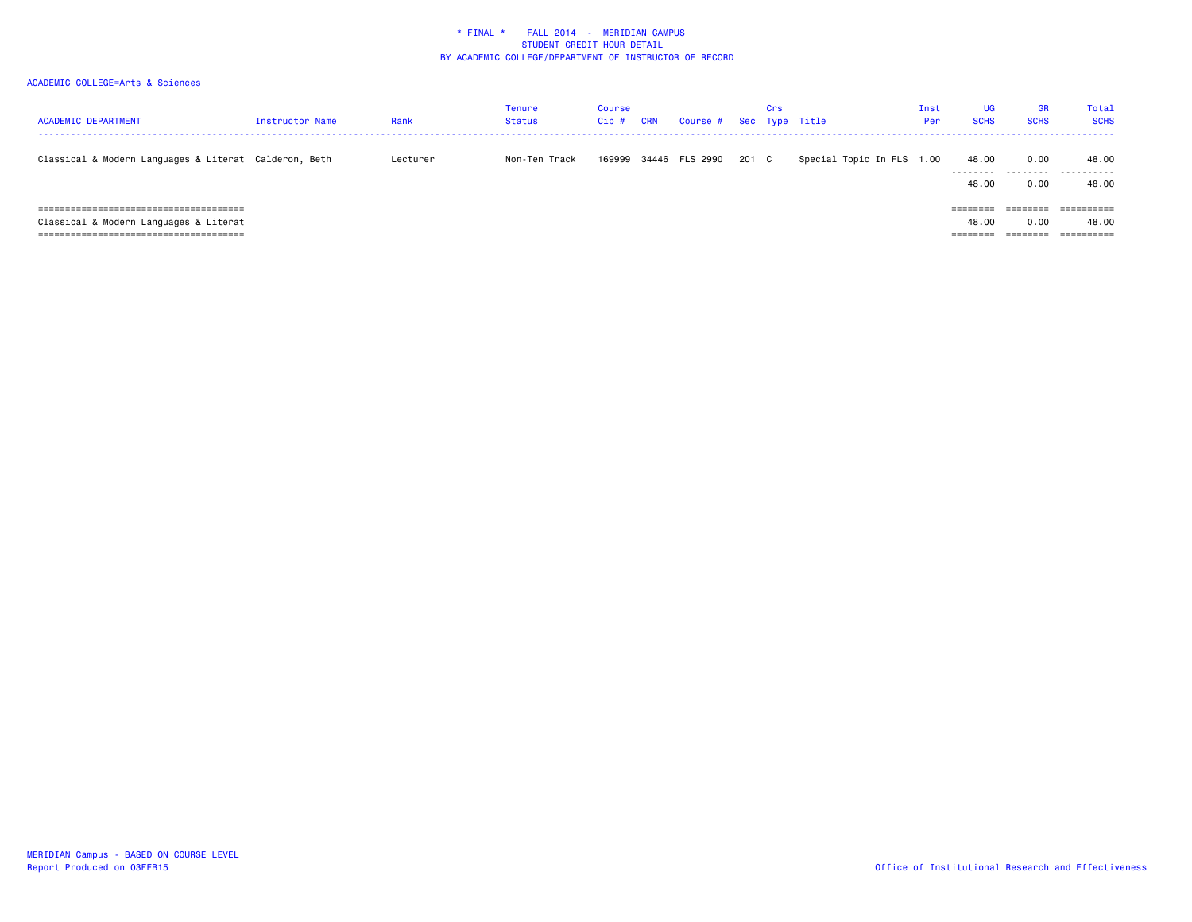# * FINAL * FALL 2014 - MERIDIAN CAMPUS
## STUDENT CREDIT HOUR DETAIL
## BY ACADEMIC COLLEGE/DEPARTMENT OF INSTRUCTOR OF RECORD

ACADEMIC COLLEGE=Arts & Sciences

| ACADEMIC DEPARTMENT | Instructor Name | Rank | Tenure Status | Course Cip # | CRN | Course # | Sec | Crs Type | Title | Inst Per | UG SCHS | GR SCHS | Total SCHS |
|---|---|---|---|---|---|---|---|---|---|---|---|---|---|
| Classical & Modern Languages & Literat | Calderon, Beth | Lecturer | Non-Ten Track | 169999 | 34446 | FLS 2990 | 201 | C | Special Topic In FLS | 1.00 | 48.00 | 0.00 | 48.00 |
| | | | | | | | | | | | 48.00 | 0.00 | 48.00 |
| Classical & Modern Languages & Literat | | | | | | | | | | | 48.00 | 0.00 | 48.00 |

MERIDIAN Campus - BASED ON COURSE LEVEL
Report Produced on 03FEB15

Office of Institutional Research and Effectiveness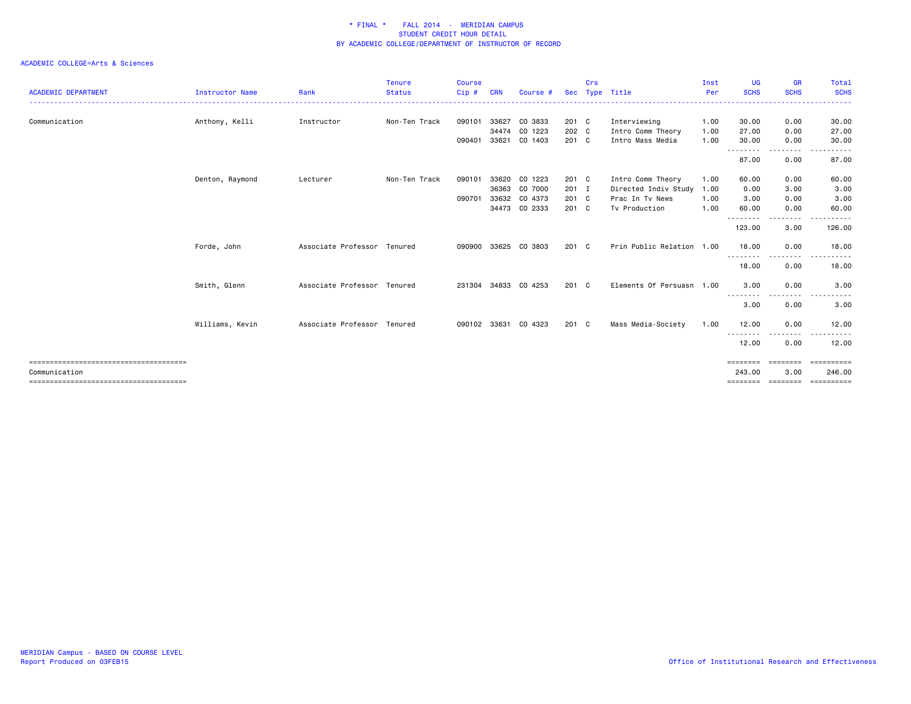\* FINAL \*   FALL 2014 - MERIDIAN CAMPUS
STUDENT CREDIT HOUR DETAIL
BY ACADEMIC COLLEGE/DEPARTMENT OF INSTRUCTOR OF RECORD

ACADEMIC COLLEGE=Arts & Sciences

| ACADEMIC DEPARTMENT | Instructor Name | Rank | Tenure Status | Course Cip # | CRN | Course # | Sec | Crs Type | Title | Inst Per | UG SCHS | GR SCHS | Total SCHS |
|---|---|---|---|---|---|---|---|---|---|---|---|---|---|
| Communication | Anthony, Kelli | Instructor | Non-Ten Track | 090101 | 33627 | CO 3833 | 201 | C | Interviewing | 1.00 | 30.00 | 0.00 | 30.00 |
| | | | | | 34474 | CO 1223 | 202 | C | Intro Comm Theory | 1.00 | 27.00 | 0.00 | 27.00 |
| | | | | 090401 | 33621 | CO 1403 | 201 | C | Intro Mass Media | 1.00 | 30.00 | 0.00 | 30.00 |
| | | | | | | | | | | | 87.00 | 0.00 | 87.00 |
| | Denton, Raymond | Lecturer | Non-Ten Track | 090101 | 33620 | CO 1223 | 201 | C | Intro Comm Theory | 1.00 | 60.00 | 0.00 | 60.00 |
| | | | | | 36363 | CO 7000 | 201 | I | Directed Indiv Study | 1.00 | 0.00 | 3.00 | 3.00 |
| | | | | 090701 | 33632 | CO 4373 | 201 | C | Prac In Tv News | 1.00 | 3.00 | 0.00 | 3.00 |
| | | | | | 34473 | CO 2333 | 201 | C | Tv Production | 1.00 | 60.00 | 0.00 | 60.00 |
| | | | | | | | | | | | 123.00 | 3.00 | 126.00 |
| | Forde, John | Associate Professor | Tenured | 090900 | 33625 | CO 3803 | 201 | C | Prin Public Relation | 1.00 | 18.00 | 0.00 | 18.00 |
| | | | | | | | | | | | 18.00 | 0.00 | 18.00 |
| | Smith, Glenn | Associate Professor | Tenured | 231304 | 34833 | CO 4253 | 201 | C | Elements Of Persuasn | 1.00 | 3.00 | 0.00 | 3.00 |
| | | | | | | | | | | | 3.00 | 0.00 | 3.00 |
| | Williams, Kevin | Associate Professor | Tenured | 090102 | 33631 | CO 4323 | 201 | C | Mass Media-Society | 1.00 | 12.00 | 0.00 | 12.00 |
| | | | | | | | | | | | 12.00 | 0.00 | 12.00 |
| Communication | | | | | | | | | | | 243.00 | 3.00 | 246.00 |

MERIDIAN Campus - BASED ON COURSE LEVEL
Report Produced on 03FEB15

Office of Institutional Research and Effectiveness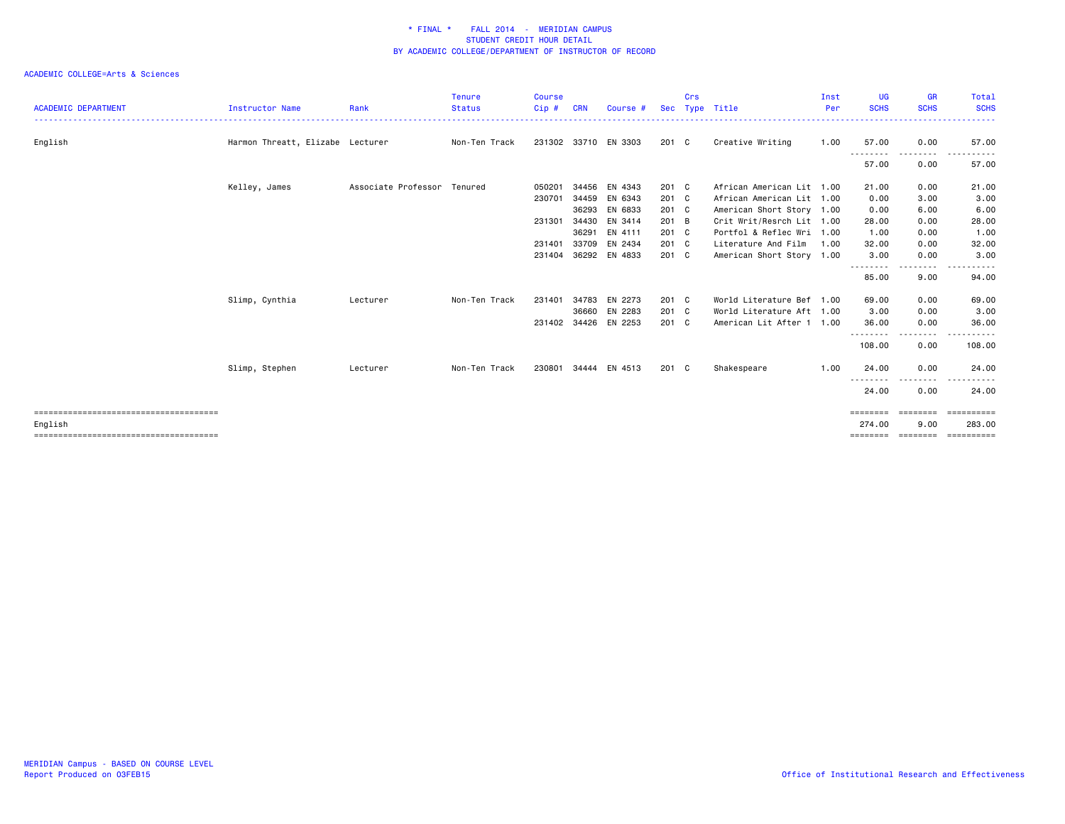\* FINAL \*    FALL 2014 - MERIDIAN CAMPUS
STUDENT CREDIT HOUR DETAIL
BY ACADEMIC COLLEGE/DEPARTMENT OF INSTRUCTOR OF RECORD

ACADEMIC COLLEGE=Arts & Sciences

| ACADEMIC DEPARTMENT | Instructor Name | Rank | Tenure Status | Course Cip # | CRN | Course # | Sec | Crs Type | Title | Inst Per | UG SCHS | GR SCHS | Total SCHS |
|---|---|---|---|---|---|---|---|---|---|---|---|---|---|
| English | Harmon Threatt, Elizabe | Lecturer | Non-Ten Track | 231302 | 33710 | EN 3303 | 201 | C | Creative Writing | 1.00 | 57.00 | 0.00 | 57.00 |
| | | | | | | | | | | | 57.00 | 0.00 | 57.00 |
| | Kelley, James | Associate Professor | Tenured | 050201 | 34456 | EN 4343 | 201 | C | African American Lit | 1.00 | 21.00 | 0.00 | 21.00 |
| | | | | 230701 | 34459 | EN 6343 | 201 | C | African American Lit | 1.00 | 0.00 | 3.00 | 3.00 |
| | | | | | 36293 | EN 6833 | 201 | C | American Short Story | 1.00 | 0.00 | 6.00 | 6.00 |
| | | | | 231301 | 34430 | EN 3414 | 201 | B | Crit Writ/Resrch Lit | 1.00 | 28.00 | 0.00 | 28.00 |
| | | | | | 36291 | EN 4111 | 201 | C | Portfol & Reflec Wri | 1.00 | 1.00 | 0.00 | 1.00 |
| | | | | 231401 | 33709 | EN 2434 | 201 | C | Literature And Film | 1.00 | 32.00 | 0.00 | 32.00 |
| | | | | 231404 | 36292 | EN 4833 | 201 | C | American Short Story | 1.00 | 3.00 | 0.00 | 3.00 |
| | | | | | | | | | | | 85.00 | 9.00 | 94.00 |
| | Slimp, Cynthia | Lecturer | Non-Ten Track | 231401 | 34783 | EN 2273 | 201 | C | World Literature Bef | 1.00 | 69.00 | 0.00 | 69.00 |
| | | | | | 36660 | EN 2283 | 201 | C | World Literature Aft | 1.00 | 3.00 | 0.00 | 3.00 |
| | | | | 231402 | 34426 | EN 2253 | 201 | C | American Lit After 1 | 1.00 | 36.00 | 0.00 | 36.00 |
| | | | | | | | | | | | 108.00 | 0.00 | 108.00 |
| | Slimp, Stephen | Lecturer | Non-Ten Track | 230801 | 34444 | EN 4513 | 201 | C | Shakespeare | 1.00 | 24.00 | 0.00 | 24.00 |
| | | | | | | | | | | | 24.00 | 0.00 | 24.00 |
| English | | | | | | | | | | | 274.00 | 9.00 | 283.00 |

MERIDIAN Campus - BASED ON COURSE LEVEL
Report Produced on 03FEB15

Office of Institutional Research and Effectiveness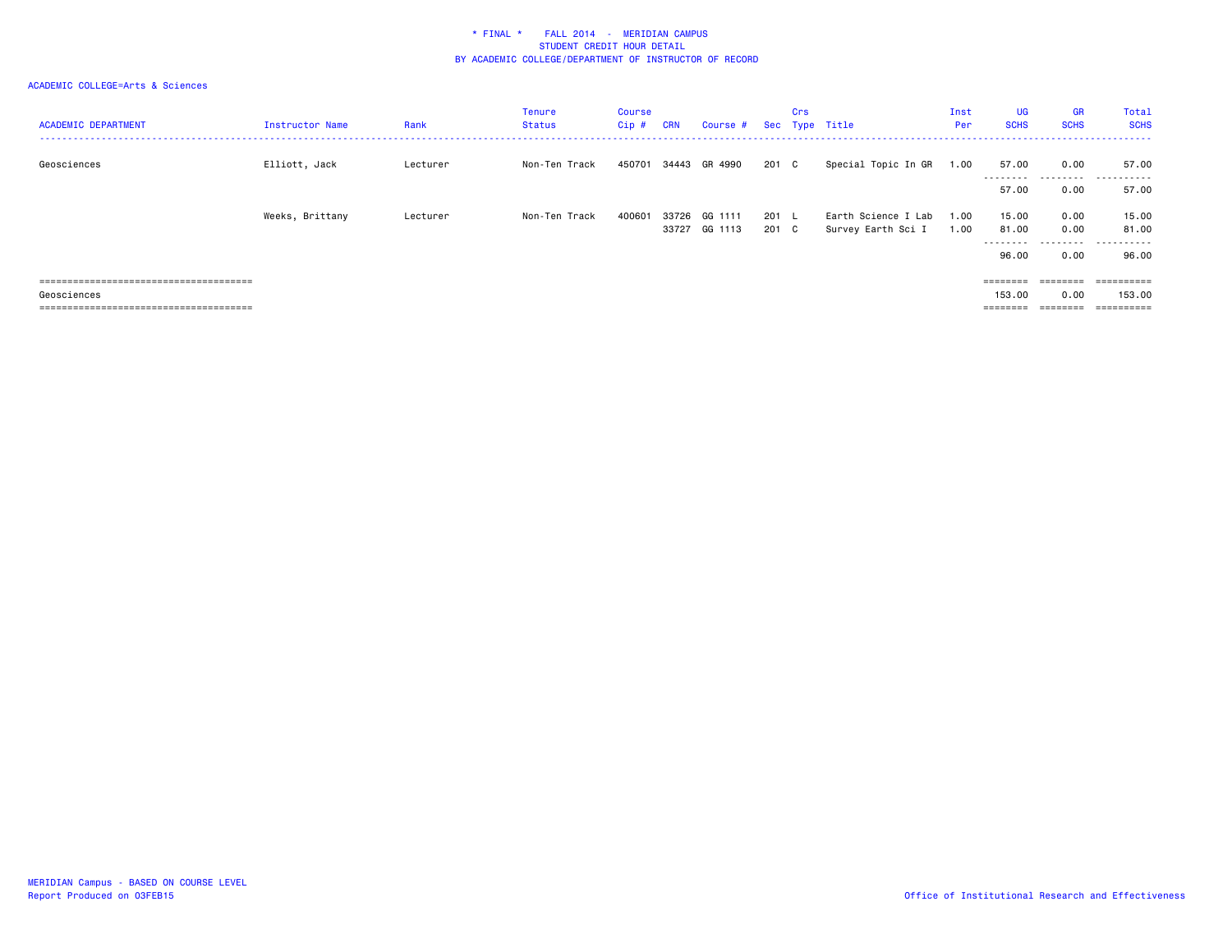\* FINAL \*    FALL 2014 - MERIDIAN CAMPUS
STUDENT CREDIT HOUR DETAIL
BY ACADEMIC COLLEGE/DEPARTMENT OF INSTRUCTOR OF RECORD

ACADEMIC COLLEGE=Arts & Sciences

| ACADEMIC DEPARTMENT | Instructor Name | Rank | Tenure Status | Course Cip # | CRN | Course # | Sec | Crs Type | Title | Inst Per | UG SCHS | GR SCHS | Total SCHS |
|---|---|---|---|---|---|---|---|---|---|---|---|---|---|
| Geosciences | Elliott, Jack | Lecturer | Non-Ten Track | 450701 | 34443 | GR 4990 | 201 | C | Special Topic In GR | 1.00 | 57.00 | 0.00 | 57.00 |
| | | | | | | | | | | | 57.00 | 0.00 | 57.00 |
| | Weeks, Brittany | Lecturer | Non-Ten Track | 400601 | 33726 | GG 1111 | 201 | L | Earth Science I Lab | 1.00 | 15.00 | 0.00 | 15.00 |
| | | | | | 33727 | GG 1113 | 201 | C | Survey Earth Sci I | 1.00 | 81.00 | 0.00 | 81.00 |
| | | | | | | | | | | | 96.00 | 0.00 | 96.00 |
| Geosciences | | | | | | | | | | | 153.00 | 0.00 | 153.00 |

MERIDIAN Campus - BASED ON COURSE LEVEL
Report Produced on 03FEB15

Office of Institutional Research and Effectiveness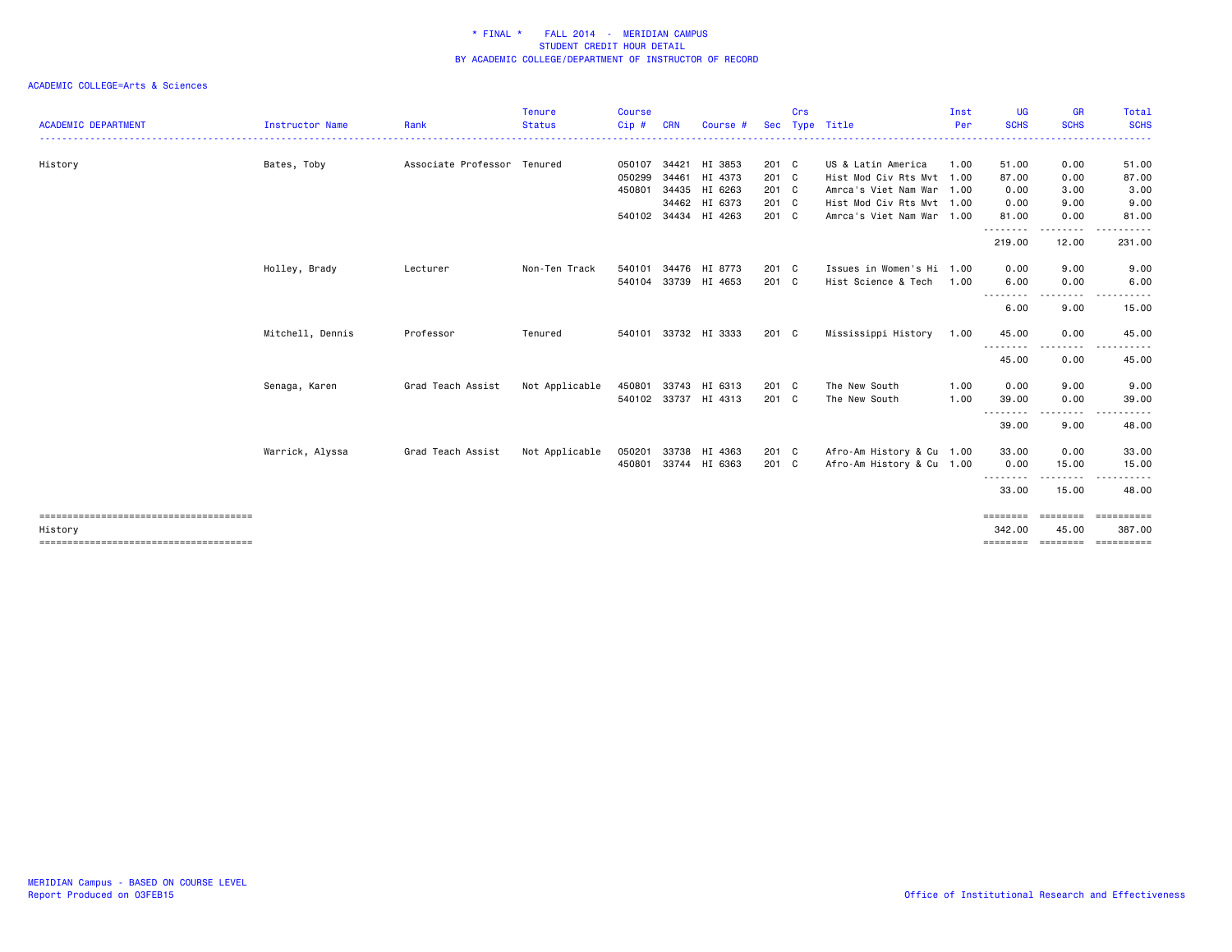\* FINAL \*    FALL 2014  -  MERIDIAN CAMPUS
STUDENT CREDIT HOUR DETAIL
BY ACADEMIC COLLEGE/DEPARTMENT OF INSTRUCTOR OF RECORD

ACADEMIC COLLEGE=Arts & Sciences

| ACADEMIC DEPARTMENT | Instructor Name | Rank | Tenure Status | Course Cip # | CRN | Course # | Sec | Crs Type | Title | Inst Per | UG SCHS | GR SCHS | Total SCHS |
|---|---|---|---|---|---|---|---|---|---|---|---|---|---|
| History | Bates, Toby | Associate Professor | Tenured | 050107 | 34421 | HI 3853 | 201 | C | US & Latin America | 1.00 | 51.00 | 0.00 | 51.00 |
| | | | | 050299 | 34461 | HI 4373 | 201 | C | Hist Mod Civ Rts Mvt | 1.00 | 87.00 | 0.00 | 87.00 |
| | | | | 450801 | 34435 | HI 6263 | 201 | C | Amrca's Viet Nam War | 1.00 | 0.00 | 3.00 | 3.00 |
| | | | | | 34462 | HI 6373 | 201 | C | Hist Mod Civ Rts Mvt | 1.00 | 0.00 | 9.00 | 9.00 |
| | | | | 540102 | 34434 | HI 4263 | 201 | C | Amrca's Viet Nam War | 1.00 | 81.00 | 0.00 | 81.00 |
| | | | | | | | | | | | 219.00 | 12.00 | 231.00 |
| | Holley, Brady | Lecturer | Non-Ten Track | 540101 | 34476 | HI 8773 | 201 | C | Issues in Women's Hi | 1.00 | 0.00 | 9.00 | 9.00 |
| | | | | 540104 | 33739 | HI 4653 | 201 | C | Hist Science & Tech | 1.00 | 6.00 | 0.00 | 6.00 |
| | | | | | | | | | | | 6.00 | 9.00 | 15.00 |
| | Mitchell, Dennis | Professor | Tenured | 540101 | 33732 | HI 3333 | 201 | C | Mississippi History | 1.00 | 45.00 | 0.00 | 45.00 |
| | | | | | | | | | | | 45.00 | 0.00 | 45.00 |
| | Senaga, Karen | Grad Teach Assist | Not Applicable | 450801 | 33743 | HI 6313 | 201 | C | The New South | 1.00 | 0.00 | 9.00 | 9.00 |
| | | | | 540102 | 33737 | HI 4313 | 201 | C | The New South | 1.00 | 39.00 | 0.00 | 39.00 |
| | | | | | | | | | | | 39.00 | 9.00 | 48.00 |
| | Warrick, Alyssa | Grad Teach Assist | Not Applicable | 050201 | 33738 | HI 4363 | 201 | C | Afro-Am History & Cu | 1.00 | 33.00 | 0.00 | 33.00 |
| | | | | 450801 | 33744 | HI 6363 | 201 | C | Afro-Am History & Cu | 1.00 | 0.00 | 15.00 | 15.00 |
| | | | | | | | | | | | 33.00 | 15.00 | 48.00 |
| History | | | | | | | | | | | 342.00 | 45.00 | 387.00 |

MERIDIAN Campus - BASED ON COURSE LEVEL
Report Produced on 03FEB15

Office of Institutional Research and Effectiveness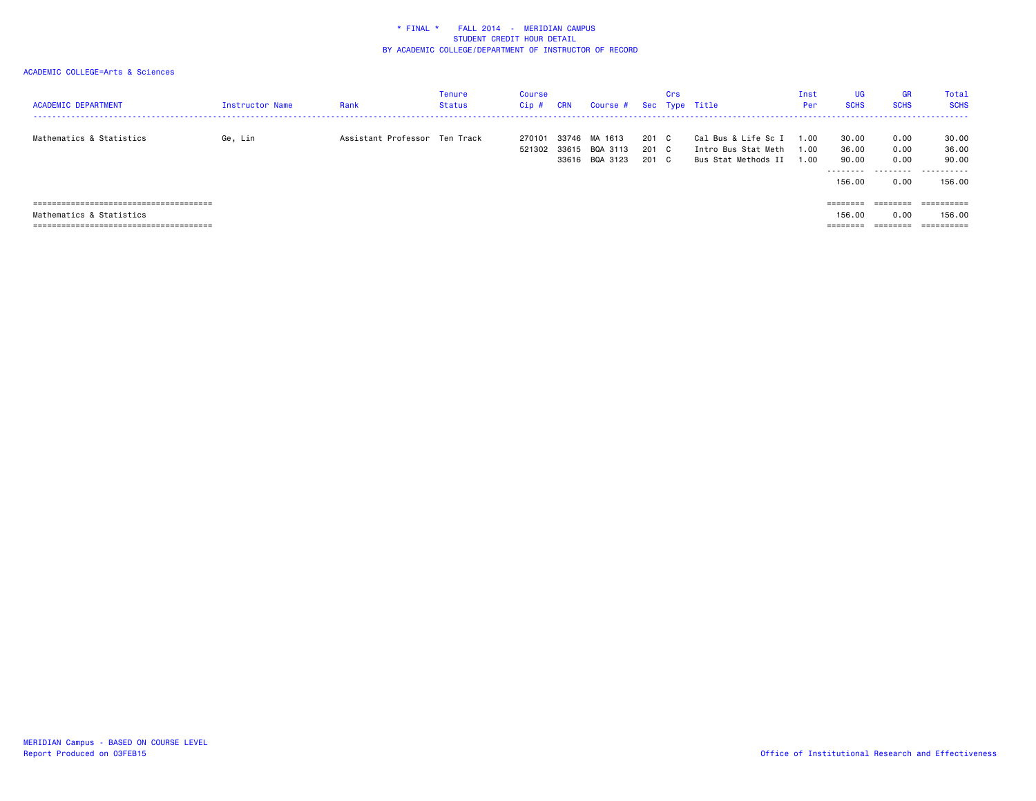\* FINAL \* FALL 2014 - MERIDIAN CAMPUS
STUDENT CREDIT HOUR DETAIL
BY ACADEMIC COLLEGE/DEPARTMENT OF INSTRUCTOR OF RECORD

ACADEMIC COLLEGE=Arts & Sciences

| ACADEMIC DEPARTMENT | Instructor Name | Rank | Tenure Status | Course Cip # | CRN | Course # | Sec | Crs Type | Title | Inst Per | UG SCHS | GR SCHS | Total SCHS |
|---|---|---|---|---|---|---|---|---|---|---|---|---|---|
| Mathematics & Statistics | Ge, Lin | Assistant Professor | Ten Track | 270101 | 33746 | MA 1613 | 201 | C | Cal Bus & Life Sc I | 1.00 | 30.00 | 0.00 | 30.00 |
| | | | | 521302 | 33615 | BQA 3113 | 201 | C | Intro Bus Stat Meth | 1.00 | 36.00 | 0.00 | 36.00 |
| | | | | | 33616 | BQA 3123 | 201 | C | Bus Stat Methods II | 1.00 | 90.00 | 0.00 | 90.00 |
| | | | | | | | | | | | 156.00 | 0.00 | 156.00 |
| Mathematics & Statistics | | | | | | | | | | | 156.00 | 0.00 | 156.00 |

MERIDIAN Campus - BASED ON COURSE LEVEL
Report Produced on 03FEB15

Office of Institutional Research and Effectiveness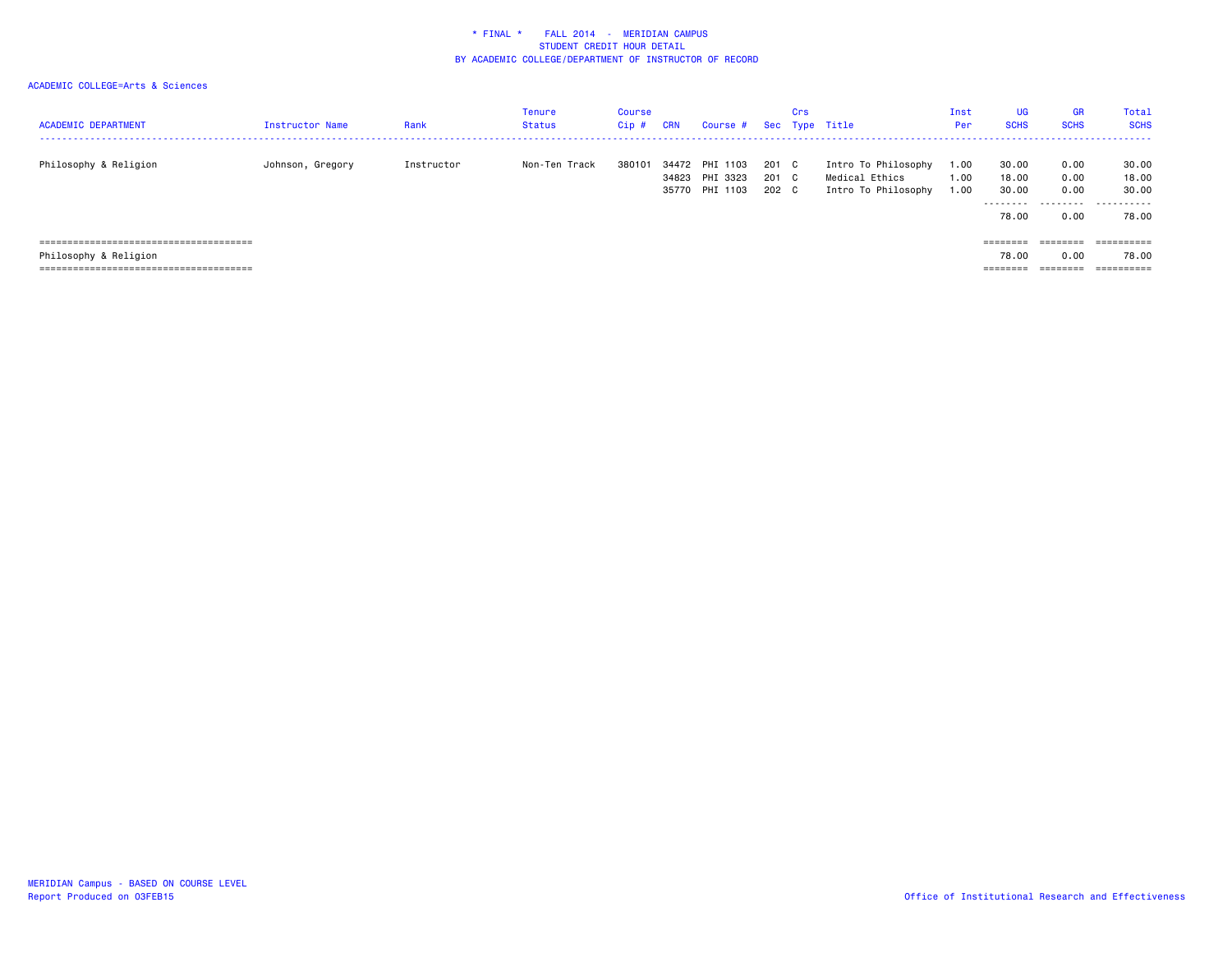\* FINAL \* FALL 2014 - MERIDIAN CAMPUS
STUDENT CREDIT HOUR DETAIL
BY ACADEMIC COLLEGE/DEPARTMENT OF INSTRUCTOR OF RECORD

ACADEMIC COLLEGE=Arts & Sciences

| ACADEMIC DEPARTMENT | Instructor Name | Rank | Tenure Status | Course Cip # | CRN | Course # | Sec | Crs Type | Title | Inst Per | UG SCHS | GR SCHS | Total SCHS |
|---|---|---|---|---|---|---|---|---|---|---|---|---|---|
| Philosophy & Religion | Johnson, Gregory | Instructor | Non-Ten Track | 380101 | 34472 | PHI 1103 | 201 | C | Intro To Philosophy | 1.00 | 30.00 | 0.00 | 30.00 |
| | | | | | 34823 | PHI 3323 | 201 | C | Medical Ethics | 1.00 | 18.00 | 0.00 | 18.00 |
| | | | | | 35770 | PHI 1103 | 202 | C | Intro To Philosophy | 1.00 | 30.00 | 0.00 | 30.00 |
| | | | | | | | | | | | 78.00 | 0.00 | 78.00 |
| Philosophy & Religion | | | | | | | | | | | 78.00 | 0.00 | 78.00 |

MERIDIAN Campus - BASED ON COURSE LEVEL
Report Produced on 03FEB15

Office of Institutional Research and Effectiveness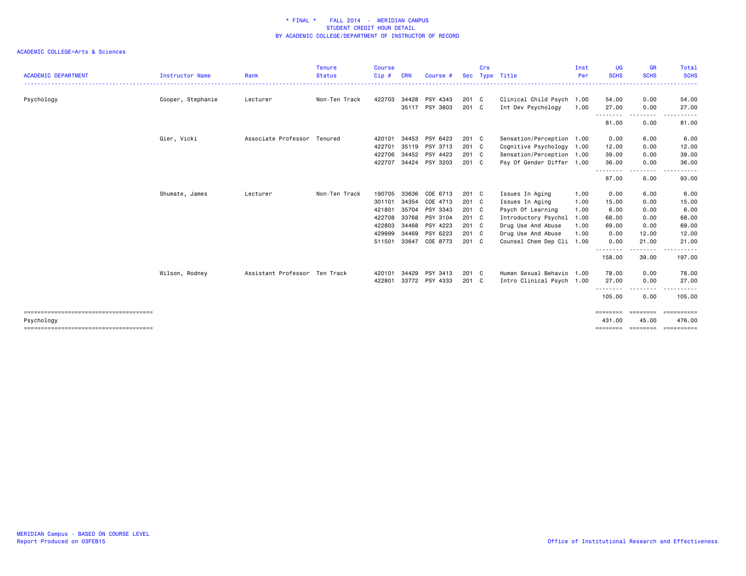\* FINAL \* FALL 2014 - MERIDIAN CAMPUS
STUDENT CREDIT HOUR DETAIL
BY ACADEMIC COLLEGE/DEPARTMENT OF INSTRUCTOR OF RECORD

ACADEMIC COLLEGE=Arts & Sciences

| ACADEMIC DEPARTMENT | Instructor Name | Rank | Tenure Status | Course Cip # | CRN | Course # | Sec | Crs Type | Title | Inst Per | UG SCHS | GR SCHS | Total SCHS |
|---|---|---|---|---|---|---|---|---|---|---|---|---|---|
| Psychology | Cooper, Stephanie | Lecturer | Non-Ten Track | 422703 | 34428 | PSY 4343 | 201 | C | Clinical Child Psych | 1.00 | 54.00 | 0.00 | 54.00 |
| | | | | | 35117 | PSY 3803 | 201 | C | Int Dev Psychology | 1.00 | 27.00 | 0.00 | 27.00 |
| | | | | | | | | | | | 81.00 | 0.00 | 81.00 |
| | Gier, Vicki | Associate Professor | Tenured | 420101 | 34453 | PSY 6423 | 201 | C | Sensation/Perception | 1.00 | 0.00 | 6.00 | 6.00 |
| | | | | 422701 | 35119 | PSY 3713 | 201 | C | Cognitive Psychology | 1.00 | 12.00 | 0.00 | 12.00 |
| | | | | 422706 | 34452 | PSY 4423 | 201 | C | Sensation/Perception | 1.00 | 39.00 | 0.00 | 39.00 |
| | | | | 422707 | 34424 | PSY 3203 | 201 | C | Psy Of Gender Differ | 1.00 | 36.00 | 0.00 | 36.00 |
| | | | | | | | | | | | 87.00 | 6.00 | 93.00 |
| | Shumate, James | Lecturer | Non-Ten Track | 190705 | 33636 | COE 6713 | 201 | C | Issues In Aging | 1.00 | 0.00 | 6.00 | 6.00 |
| | | | | 301101 | 34354 | COE 4713 | 201 | C | Issues In Aging | 1.00 | 15.00 | 0.00 | 15.00 |
| | | | | 421801 | 35704 | PSY 3343 | 201 | C | Psych Of Learning | 1.00 | 6.00 | 0.00 | 6.00 |
| | | | | 422708 | 33768 | PSY 3104 | 201 | C | Introductory Psychol | 1.00 | 68.00 | 0.00 | 68.00 |
| | | | | 422803 | 34468 | PSY 4223 | 201 | C | Drug Use And Abuse | 1.00 | 69.00 | 0.00 | 69.00 |
| | | | | 429999 | 34469 | PSY 6223 | 201 | C | Drug Use And Abuse | 1.00 | 0.00 | 12.00 | 12.00 |
| | | | | 511501 | 33647 | COE 8773 | 201 | C | Counsel Chem Dep Cli | 1.00 | 0.00 | 21.00 | 21.00 |
| | | | | | | | | | | | 158.00 | 39.00 | 197.00 |
| | Wilson, Rodney | Assistant Professor | Ten Track | 420101 | 34429 | PSY 3413 | 201 | C | Human Sexual Behavio | 1.00 | 78.00 | 0.00 | 78.00 |
| | | | | 422801 | 33772 | PSY 4333 | 201 | C | Intro Clinical Psych | 1.00 | 27.00 | 0.00 | 27.00 |
| | | | | | | | | | | | 105.00 | 0.00 | 105.00 |
| Psychology | | | | | | | | | | | 431.00 | 45.00 | 476.00 |

MERIDIAN Campus - BASED ON COURSE LEVEL
Report Produced on 03FEB15

Office of Institutional Research and Effectiveness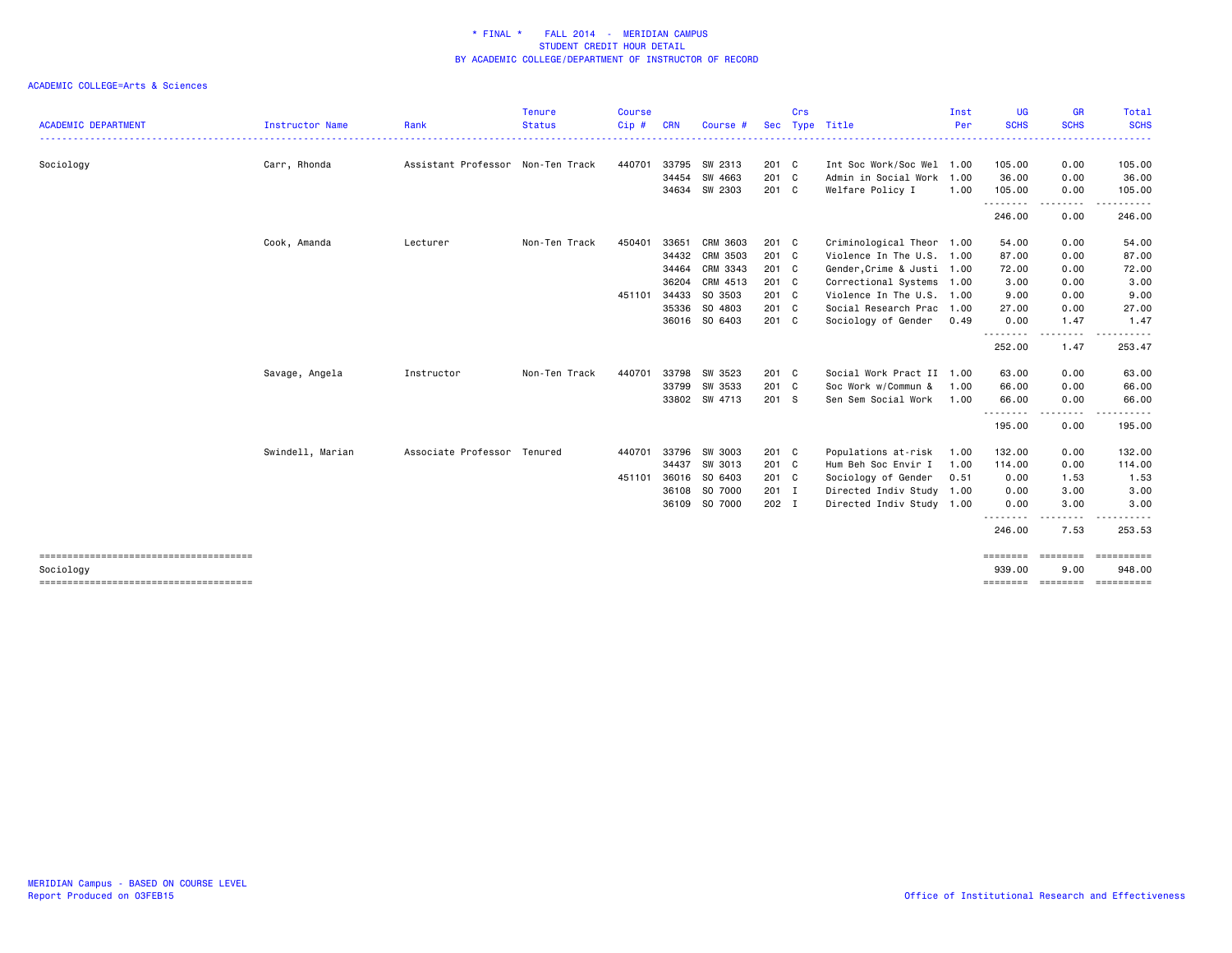# * FINAL * FALL 2014 - MERIDIAN CAMPUS
## STUDENT CREDIT HOUR DETAIL
## BY ACADEMIC COLLEGE/DEPARTMENT OF INSTRUCTOR OF RECORD

ACADEMIC COLLEGE=Arts & Sciences

| ACADEMIC DEPARTMENT | Instructor Name | Rank | Tenure Status | Course Cip # | CRN | Course # | Sec | Crs Type | Title | Inst Per | UG SCHS | GR SCHS | Total SCHS |
|---|---|---|---|---|---|---|---|---|---|---|---|---|---|
| Sociology | Carr, Rhonda | Assistant Professor | Non-Ten Track | 440701 | 33795 | SW 2313 | 201 | C | Int Soc Work/Soc Wel | 1.00 | 105.00 | 0.00 | 105.00 |
| | | | | | 34454 | SW 4663 | 201 | C | Admin in Social Work | 1.00 | 36.00 | 0.00 | 36.00 |
| | | | | | 34634 | SW 2303 | 201 | C | Welfare Policy I | 1.00 | 105.00 | 0.00 | 105.00 |
| | | | | | | | | | | | 246.00 | 0.00 | 246.00 |
| | Cook, Amanda | Lecturer | Non-Ten Track | 450401 | 33651 | CRM 3603 | 201 | C | Criminological Theor | 1.00 | 54.00 | 0.00 | 54.00 |
| | | | | | 34432 | CRM 3503 | 201 | C | Violence In The U.S. | 1.00 | 87.00 | 0.00 | 87.00 |
| | | | | | 34464 | CRM 3343 | 201 | C | Gender,Crime & Justi | 1.00 | 72.00 | 0.00 | 72.00 |
| | | | | | 36204 | CRM 4513 | 201 | C | Correctional Systems | 1.00 | 3.00 | 0.00 | 3.00 |
| | | | | 451101 | 34433 | SO 3503 | 201 | C | Violence In The U.S. | 1.00 | 9.00 | 0.00 | 9.00 |
| | | | | | 35336 | SO 4803 | 201 | C | Social Research Prac | 1.00 | 27.00 | 0.00 | 27.00 |
| | | | | | 36016 | SO 6403 | 201 | C | Sociology of Gender | 0.49 | 0.00 | 1.47 | 1.47 |
| | | | | | | | | | | | 252.00 | 1.47 | 253.47 |
| | Savage, Angela | Instructor | Non-Ten Track | 440701 | 33798 | SW 3523 | 201 | C | Social Work Pract II | 1.00 | 63.00 | 0.00 | 63.00 |
| | | | | | 33799 | SW 3533 | 201 | C | Soc Work w/Commun & | 1.00 | 66.00 | 0.00 | 66.00 |
| | | | | | 33802 | SW 4713 | 201 | S | Sen Sem Social Work | 1.00 | 66.00 | 0.00 | 66.00 |
| | | | | | | | | | | | 195.00 | 0.00 | 195.00 |
| | Swindell, Marian | Associate Professor | Tenured | 440701 | 33796 | SW 3003 | 201 | C | Populations at-risk | 1.00 | 132.00 | 0.00 | 132.00 |
| | | | | | 34437 | SW 3013 | 201 | C | Hum Beh Soc Envir I | 1.00 | 114.00 | 0.00 | 114.00 |
| | | | | 451101 | 36016 | SO 6403 | 201 | C | Sociology of Gender | 0.51 | 0.00 | 1.53 | 1.53 |
| | | | | | 36108 | SO 7000 | 201 | I | Directed Indiv Study | 1.00 | 0.00 | 3.00 | 3.00 |
| | | | | | 36109 | SO 7000 | 202 | I | Directed Indiv Study | 1.00 | 0.00 | 3.00 | 3.00 |
| | | | | | | | | | | | 246.00 | 7.53 | 253.53 |
| Sociology | | | | | | | | | | | 939.00 | 9.00 | 948.00 |

MERIDIAN Campus - BASED ON COURSE LEVEL
Report Produced on 03FEB15

Office of Institutional Research and Effectiveness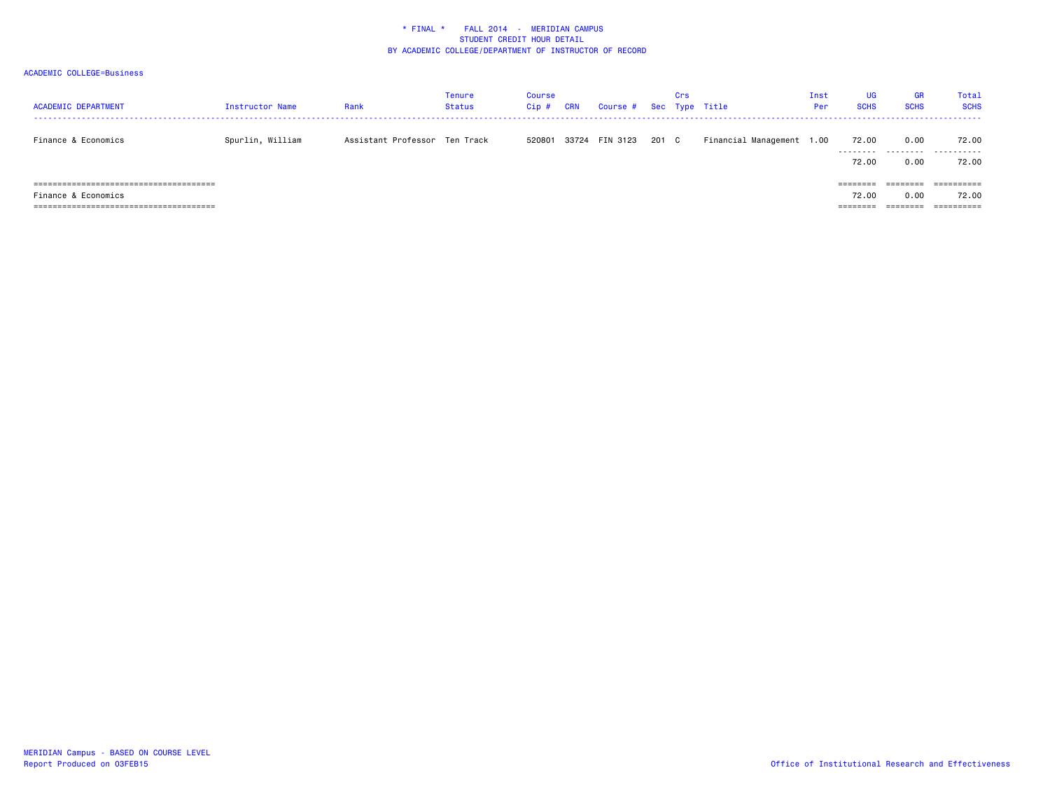\* FINAL \*    FALL 2014  -  MERIDIAN CAMPUS
STUDENT CREDIT HOUR DETAIL
BY ACADEMIC COLLEGE/DEPARTMENT OF INSTRUCTOR OF RECORD

ACADEMIC COLLEGE=Business

| ACADEMIC DEPARTMENT | Instructor Name | Rank | Tenure Status | Course Cip # | CRN | Course # | Sec | Crs Type | Title | Inst Per | UG SCHS | GR SCHS | Total SCHS |
|---|---|---|---|---|---|---|---|---|---|---|---|---|---|
| Finance & Economics | Spurlin, William | Assistant Professor | Ten Track | 520801 | 33724 | FIN 3123 | 201 | C | Financial Management | 1.00 | 72.00 | 0.00 | 72.00 |
| | | | | | | | | | | | 72.00 | 0.00 | 72.00 |
| Finance & Economics | | | | | | | | | | | 72.00 | 0.00 | 72.00 |

MERIDIAN Campus - BASED ON COURSE LEVEL
Report Produced on 03FEB15

Office of Institutional Research and Effectiveness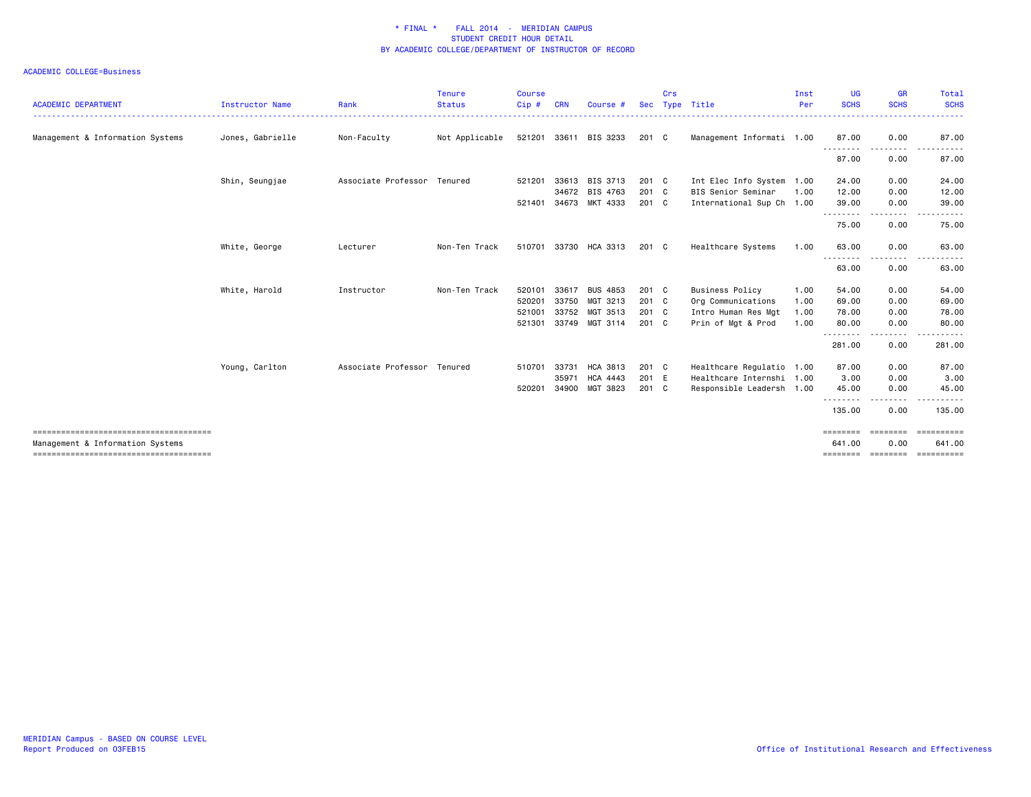* FINAL * FALL 2014 - MERIDIAN CAMPUS
STUDENT CREDIT HOUR DETAIL
BY ACADEMIC COLLEGE/DEPARTMENT OF INSTRUCTOR OF RECORD

ACADEMIC COLLEGE=Business

| ACADEMIC DEPARTMENT | Instructor Name | Rank | Tenure Status | Course Cip # | CRN | Course # | Sec | Crs Type | Title | Inst Per | UG SCHS | GR SCHS | Total SCHS |
|---|---|---|---|---|---|---|---|---|---|---|---|---|---|
| Management & Information Systems | Jones, Gabrielle | Non-Faculty | Not Applicable | 521201 | 33611 | BIS 3233 | 201 | C | Management Informati | 1.00 | 87.00 | 0.00 | 87.00 |
| | | | | | | | | | | | 87.00 | 0.00 | 87.00 |
| | Shin, Seungjae | Associate Professor | Tenured | 521201 | 33613 | BIS 3713 | 201 | C | Int Elec Info System | 1.00 | 24.00 | 0.00 | 24.00 |
| | | | | | 34672 | BIS 4763 | 201 | C | BIS Senior Seminar | 1.00 | 12.00 | 0.00 | 12.00 |
| | | | | 521401 | 34673 | MKT 4333 | 201 | C | International Sup Ch | 1.00 | 39.00 | 0.00 | 39.00 |
| | | | | | | | | | | | 75.00 | 0.00 | 75.00 |
| | White, George | Lecturer | Non-Ten Track | 510701 | 33730 | HCA 3313 | 201 | C | Healthcare Systems | 1.00 | 63.00 | 0.00 | 63.00 |
| | | | | | | | | | | | 63.00 | 0.00 | 63.00 |
| | White, Harold | Instructor | Non-Ten Track | 520101 | 33617 | BUS 4853 | 201 | C | Business Policy | 1.00 | 54.00 | 0.00 | 54.00 |
| | | | | 520201 | 33750 | MGT 3213 | 201 | C | Org Communications | 1.00 | 69.00 | 0.00 | 69.00 |
| | | | | 521001 | 33752 | MGT 3513 | 201 | C | Intro Human Res Mgt | 1.00 | 78.00 | 0.00 | 78.00 |
| | | | | 521301 | 33749 | MGT 3114 | 201 | C | Prin of Mgt & Prod | 1.00 | 80.00 | 0.00 | 80.00 |
| | | | | | | | | | | | 281.00 | 0.00 | 281.00 |
| | Young, Carlton | Associate Professor | Tenured | 510701 | 33731 | HCA 3813 | 201 | C | Healthcare Regulatio | 1.00 | 87.00 | 0.00 | 87.00 |
| | | | | | 35971 | HCA 4443 | 201 | E | Healthcare Internshi | 1.00 | 3.00 | 0.00 | 3.00 |
| | | | | 520201 | 34900 | MGT 3823 | 201 | C | Responsible Leadersh | 1.00 | 45.00 | 0.00 | 45.00 |
| | | | | | | | | | | | 135.00 | 0.00 | 135.00 |
| Management & Information Systems | | | | | | | | | | | 641.00 | 0.00 | 641.00 |

MERIDIAN Campus - BASED ON COURSE LEVEL
Report Produced on 03FEB15

Office of Institutional Research and Effectiveness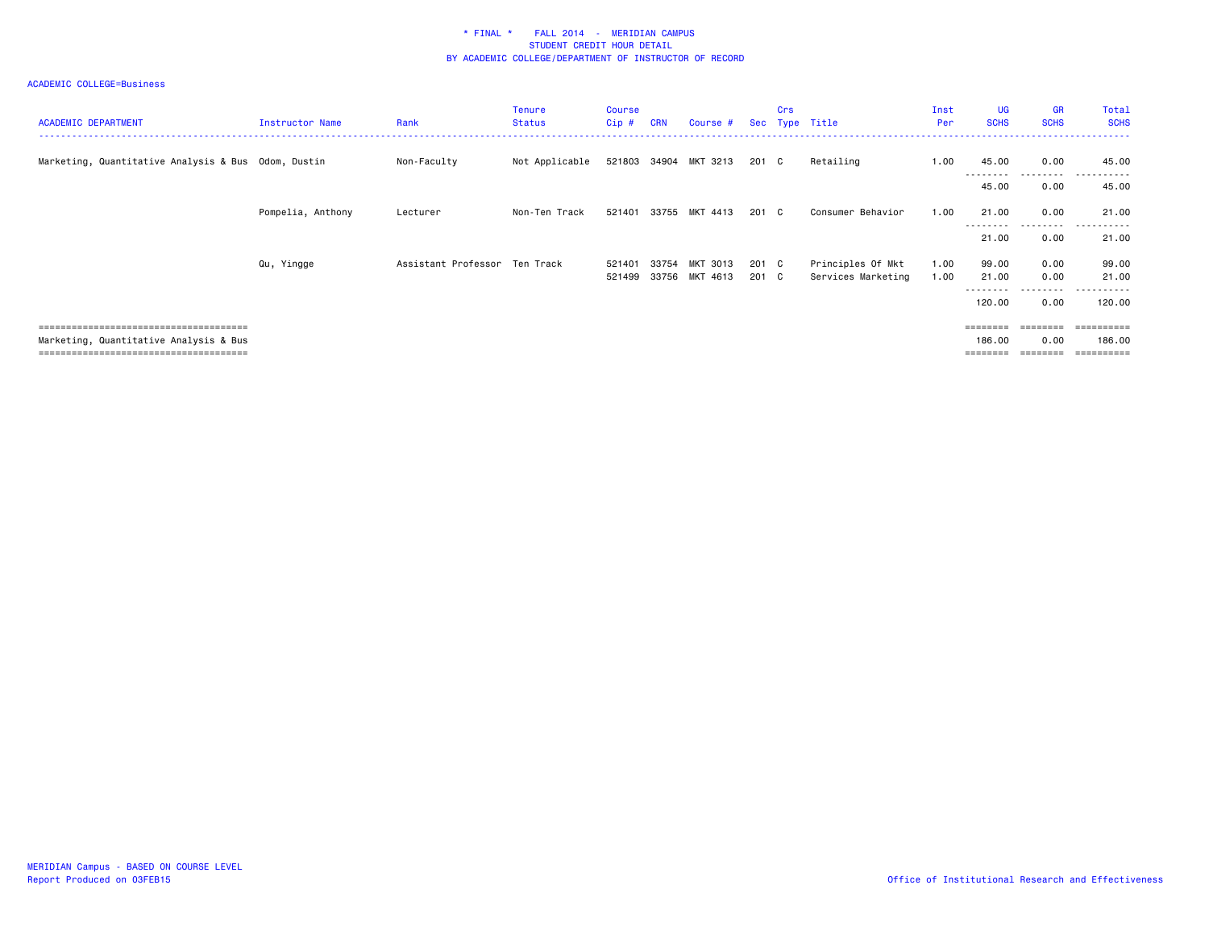\* FINAL \* FALL 2014 - MERIDIAN CAMPUS
STUDENT CREDIT HOUR DETAIL
BY ACADEMIC COLLEGE/DEPARTMENT OF INSTRUCTOR OF RECORD

ACADEMIC COLLEGE=Business

| ACADEMIC DEPARTMENT | Instructor Name | Rank | Tenure Status | Course Cip # | CRN | Course # | Sec | Crs Type | Title | Inst Per | UG SCHS | GR SCHS | Total SCHS |
|---|---|---|---|---|---|---|---|---|---|---|---|---|---|
| Marketing, Quantitative Analysis & Bus | Odom, Dustin | Non-Faculty | Not Applicable | 521803 | 34904 | MKT 3213 | 201 | C | Retailing | 1.00 | 45.00 | 0.00 | 45.00 |
| | | | | | | | | | | | 45.00 | 0.00 | 45.00 |
| | Pompelia, Anthony | Lecturer | Non-Ten Track | 521401 | 33755 | MKT 4413 | 201 | C | Consumer Behavior | 1.00 | 21.00 | 0.00 | 21.00 |
| | | | | | | | | | | | 21.00 | 0.00 | 21.00 |
| | Qu, Yingge | Assistant Professor | Ten Track | 521401 | 33754 | MKT 3013 | 201 | C | Principles Of Mkt | 1.00 | 99.00 | 0.00 | 99.00 |
| | | | | 521499 | 33756 | MKT 4613 | 201 | C | Services Marketing | 1.00 | 21.00 | 0.00 | 21.00 |
| | | | | | | | | | | | 120.00 | 0.00 | 120.00 |
| Marketing, Quantitative Analysis & Bus | | | | | | | | | | | 186.00 | 0.00 | 186.00 |

MERIDIAN Campus - BASED ON COURSE LEVEL
Report Produced on 03FEB15

Office of Institutional Research and Effectiveness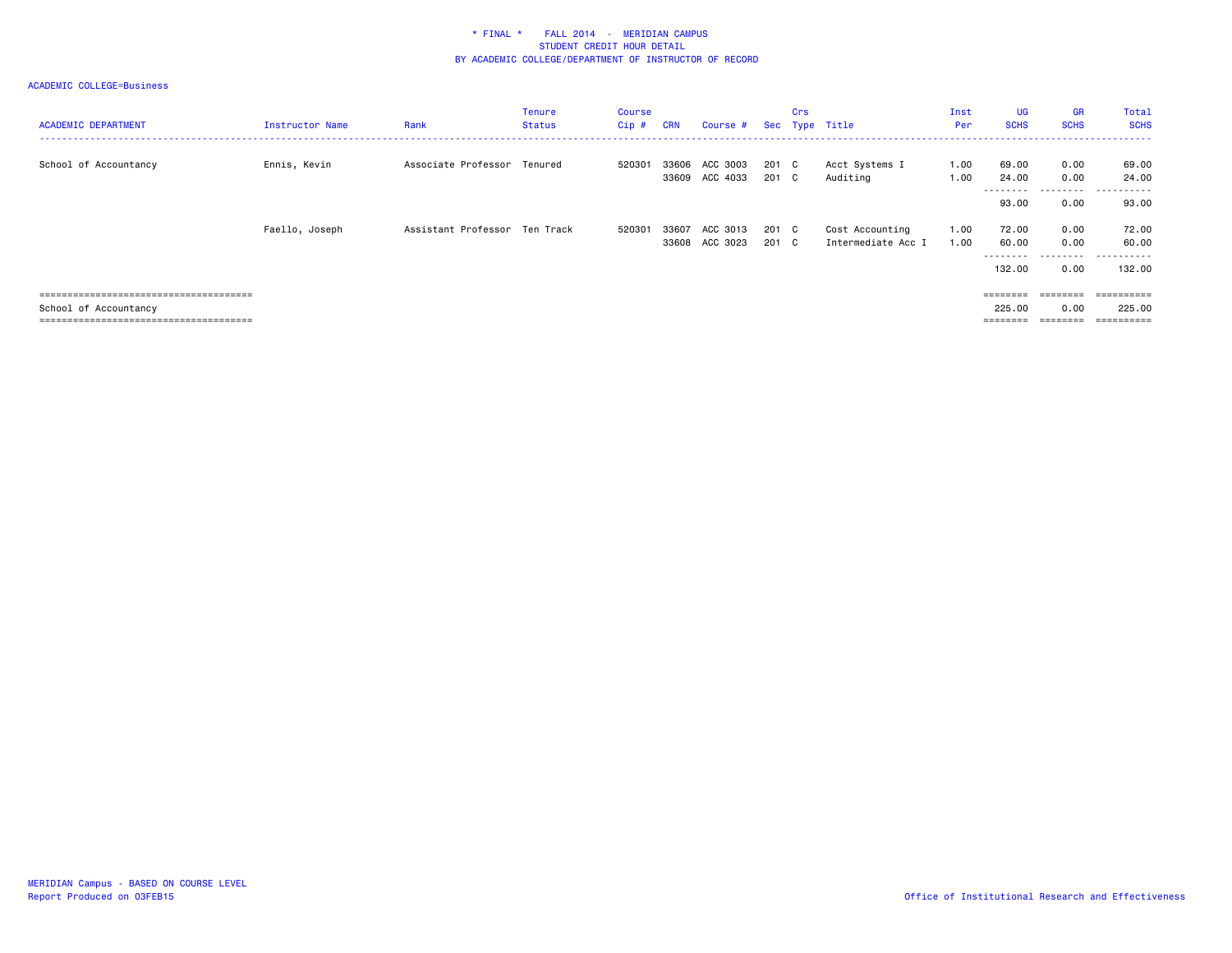\* FINAL \*    FALL 2014 - MERIDIAN CAMPUS
STUDENT CREDIT HOUR DETAIL
BY ACADEMIC COLLEGE/DEPARTMENT OF INSTRUCTOR OF RECORD

ACADEMIC COLLEGE=Business

| ACADEMIC DEPARTMENT | Instructor Name | Rank | Tenure Status | Course Cip # | CRN | Course # | Sec | Crs Type | Title | Inst Per | UG SCHS | GR SCHS | Total SCHS |
|---|---|---|---|---|---|---|---|---|---|---|---|---|---|
| School of Accountancy | Ennis, Kevin | Associate Professor | Tenured | 520301 | 33606 | ACC 3003 | 201 | C | Acct Systems I | 1.00 | 69.00 | 0.00 | 69.00 |
| | | | | | 33609 | ACC 4033 | 201 | C | Auditing | 1.00 | 24.00 | 0.00 | 24.00 |
| | | | | | | | | | | | 93.00 | 0.00 | 93.00 |
| | Faello, Joseph | Assistant Professor | Ten Track | 520301 | 33607 | ACC 3013 | 201 | C | Cost Accounting | 1.00 | 72.00 | 0.00 | 72.00 |
| | | | | | 33608 | ACC 3023 | 201 | C | Intermediate Acc I | 1.00 | 60.00 | 0.00 | 60.00 |
| | | | | | | | | | | | 132.00 | 0.00 | 132.00 |
| School of Accountancy | | | | | | | | | | | 225.00 | 0.00 | 225.00 |

MERIDIAN Campus - BASED ON COURSE LEVEL
Report Produced on 03FEB15

Office of Institutional Research and Effectiveness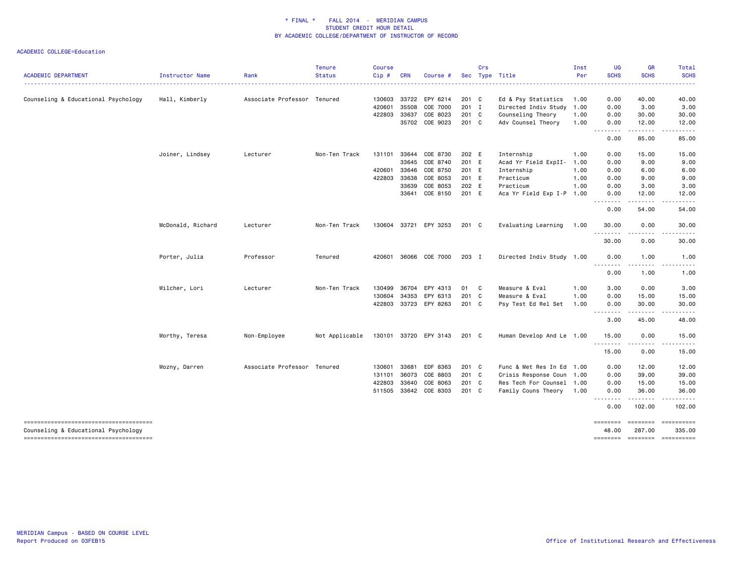\* FINAL \*    FALL 2014  -  MERIDIAN CAMPUS
STUDENT CREDIT HOUR DETAIL
BY ACADEMIC COLLEGE/DEPARTMENT OF INSTRUCTOR OF RECORD

ACADEMIC COLLEGE=Education

| ACADEMIC DEPARTMENT | Instructor Name | Rank | Tenure Status | Course Cip # | CRN | Course # | Sec | Crs Type | Title | Inst Per | UG SCHS | GR SCHS | Total SCHS |
|---|---|---|---|---|---|---|---|---|---|---|---|---|---|
| Counseling & Educational Psychology | Hall, Kimberly | Associate Professor | Tenured | 130603 | 33722 | EPY 6214 | 201 | C | Ed & Psy Statistics | 1.00 | 0.00 | 40.00 | 40.00 |
| | | | | 420601 | 35508 | COE 7000 | 201 | I | Directed Indiv Study | 1.00 | 0.00 | 3.00 | 3.00 |
| | | | | 422803 | 33637 | COE 8023 | 201 | C | Counseling Theory | 1.00 | 0.00 | 30.00 | 30.00 |
| | | | | | 35702 | COE 9023 | 201 | C | Adv Counsel Theory | 1.00 | 0.00 | 12.00 | 12.00 |
| | | | | | | | | | | | 0.00 | 85.00 | 85.00 |
| | Joiner, Lindsey | Lecturer | Non-Ten Track | 131101 | 33644 | COE 8730 | 202 | E | Internship | 1.00 | 0.00 | 15.00 | 15.00 |
| | | | | | 33645 | COE 8740 | 201 | E | Acad Yr Field ExpII- | 1.00 | 0.00 | 9.00 | 9.00 |
| | | | | 420601 | 33646 | COE 8750 | 201 | E | Internship | 1.00 | 0.00 | 6.00 | 6.00 |
| | | | | 422803 | 33638 | COE 8053 | 201 | E | Practicum | 1.00 | 0.00 | 9.00 | 9.00 |
| | | | | | 33639 | COE 8053 | 202 | E | Practicum | 1.00 | 0.00 | 3.00 | 3.00 |
| | | | | | 33641 | COE 8150 | 201 | E | Aca Yr Field Exp I-P | 1.00 | 0.00 | 12.00 | 12.00 |
| | | | | | | | | | | | 0.00 | 54.00 | 54.00 |
| | McDonald, Richard | Lecturer | Non-Ten Track | 130604 | 33721 | EPY 3253 | 201 | C | Evaluating Learning | 1.00 | 30.00 | 0.00 | 30.00 |
| | | | | | | | | | | | 30.00 | 0.00 | 30.00 |
| | Porter, Julia | Professor | Tenured | 420601 | 36066 | COE 7000 | 203 | I | Directed Indiv Study | 1.00 | 0.00 | 1.00 | 1.00 |
| | | | | | | | | | | | 0.00 | 1.00 | 1.00 |
| | Wilcher, Lori | Lecturer | Non-Ten Track | 130499 | 36704 | EPY 4313 | 01 | C | Measure & Eval | 1.00 | 3.00 | 0.00 | 3.00 |
| | | | | 130604 | 34353 | EPY 6313 | 201 | C | Measure & Eval | 1.00 | 0.00 | 15.00 | 15.00 |
| | | | | 422803 | 33723 | EPY 8263 | 201 | C | Psy Test Ed Rel Set | 1.00 | 0.00 | 30.00 | 30.00 |
| | | | | | | | | | | | 3.00 | 45.00 | 48.00 |
| | Worthy, Teresa | Non-Employee | Not Applicable | 130101 | 33720 | EPY 3143 | 201 | C | Human Develop And Le | 1.00 | 15.00 | 0.00 | 15.00 |
| | | | | | | | | | | | 15.00 | 0.00 | 15.00 |
| | Wozny, Darren | Associate Professor | Tenured | 130601 | 33681 | EDF 8363 | 201 | C | Func & Met Res In Ed | 1.00 | 0.00 | 12.00 | 12.00 |
| | | | | 131101 | 36073 | COE 8803 | 201 | C | Crisis Response Coun | 1.00 | 0.00 | 39.00 | 39.00 |
| | | | | 422803 | 33640 | COE 8063 | 201 | C | Res Tech For Counsel | 1.00 | 0.00 | 15.00 | 15.00 |
| | | | | 511505 | 33642 | COE 8303 | 201 | C | Family Couns Theory | 1.00 | 0.00 | 36.00 | 36.00 |
| | | | | | | | | | | | 0.00 | 102.00 | 102.00 |
| Counseling & Educational Psychology | | | | | | | | | | | 48.00 | 287.00 | 335.00 |

MERIDIAN Campus - BASED ON COURSE LEVEL
Report Produced on 03FEB15

Office of Institutional Research and Effectiveness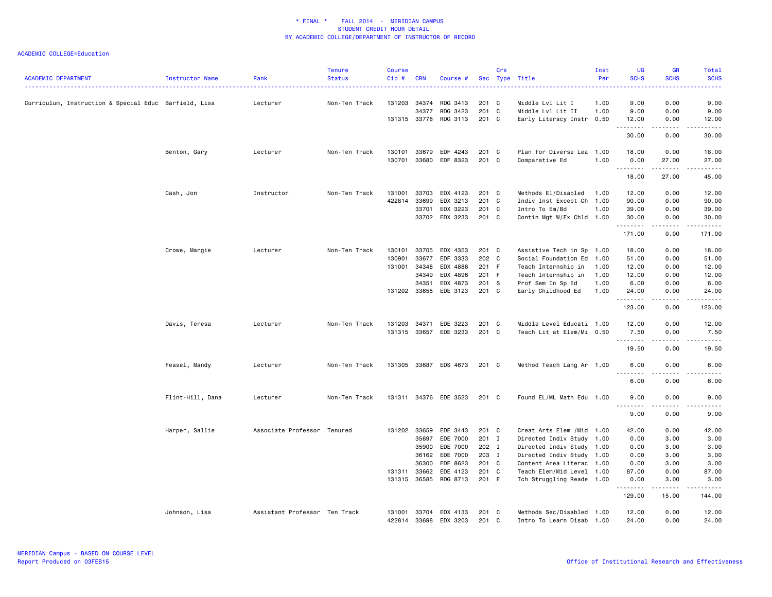\* FINAL \* FALL 2014 - MERIDIAN CAMPUS
STUDENT CREDIT HOUR DETAIL
BY ACADEMIC COLLEGE/DEPARTMENT OF INSTRUCTOR OF RECORD

ACADEMIC COLLEGE=Education

| ACADEMIC DEPARTMENT | Instructor Name | Rank | Tenure Status | Course Cip # | CRN | Course # | Sec | Crs Type | Title | Inst Per | UG SCHS | GR SCHS | Total SCHS |
|---|---|---|---|---|---|---|---|---|---|---|---|---|---|
| Curriculum, Instruction & Special Educ | Barfield, Lisa | Lecturer | Non-Ten Track | 131203 | 34374 | RDG 3413 | 201 | C | Middle Lvl Lit I | 1.00 | 9.00 | 0.00 | 9.00 |
| | | | | | 34377 | RDG 3423 | 201 | C | Middle Lvl Lit II | 1.00 | 9.00 | 0.00 | 9.00 |
| | | | | 131315 | 33778 | RDG 3113 | 201 | C | Early Literacy Instr | 0.50 | 12.00 | 0.00 | 12.00 |
| | | | | | | | | | | | 30.00 | 0.00 | 30.00 |
| | Benton, Gary | Lecturer | Non-Ten Track | 130101 | 33679 | EDF 4243 | 201 | C | Plan for Diverse Lea | 1.00 | 18.00 | 0.00 | 18.00 |
| | | | | 130701 | 33680 | EDF 8323 | 201 | C | Comparative Ed | 1.00 | 0.00 | 27.00 | 27.00 |
| | | | | | | | | | | | 18.00 | 27.00 | 45.00 |
| | Cash, Jon | Instructor | Non-Ten Track | 131001 | 33703 | EDX 4123 | 201 | C | Methods El/Disabled | 1.00 | 12.00 | 0.00 | 12.00 |
| | | | | 422814 | 33699 | EDX 3213 | 201 | C | Indiv Inst Except Ch | 1.00 | 90.00 | 0.00 | 90.00 |
| | | | | | 33701 | EDX 3223 | 201 | C | Intro To Em/Bd | 1.00 | 39.00 | 0.00 | 39.00 |
| | | | | | 33702 | EDX 3233 | 201 | C | Contin Mgt W/Ex Chld | 1.00 | 30.00 | 0.00 | 30.00 |
| | | | | | | | | | | | 171.00 | 0.00 | 171.00 |
| | Crowe, Margie | Lecturer | Non-Ten Track | 130101 | 33705 | EDX 4353 | 201 | C | Assistive Tech in Sp | 1.00 | 18.00 | 0.00 | 18.00 |
| | | | | 130901 | 33677 | EDF 3333 | 202 | C | Social Foundation Ed | 1.00 | 51.00 | 0.00 | 51.00 |
| | | | | 131001 | 34348 | EDX 4886 | 201 | F | Teach Internship in | 1.00 | 12.00 | 0.00 | 12.00 |
| | | | | | 34349 | EDX 4896 | 201 | F | Teach Internship in | 1.00 | 12.00 | 0.00 | 12.00 |
| | | | | | 34351 | EDX 4873 | 201 | S | Prof Sem In Sp Ed | 1.00 | 6.00 | 0.00 | 6.00 |
| | | | | 131202 | 33655 | EDE 3123 | 201 | C | Early Childhood Ed | 1.00 | 24.00 | 0.00 | 24.00 |
| | | | | | | | | | | | 123.00 | 0.00 | 123.00 |
| | Davis, Teresa | Lecturer | Non-Ten Track | 131203 | 34371 | EDE 3223 | 201 | C | Middle Level Educati | 1.00 | 12.00 | 0.00 | 12.00 |
| | | | | 131315 | 33657 | EDE 3233 | 201 | C | Teach Lit at Elem/Mi | 0.50 | 7.50 | 0.00 | 7.50 |
| | | | | | | | | | | | 19.50 | 0.00 | 19.50 |
| | Feasel, Mandy | Lecturer | Non-Ten Track | 131305 | 33687 | EDS 4673 | 201 | C | Method Teach Lang Ar | 1.00 | 6.00 | 0.00 | 6.00 |
| | | | | | | | | | | | 6.00 | 0.00 | 6.00 |
| | Flint-Hill, Dana | Lecturer | Non-Ten Track | 131311 | 34376 | EDE 3523 | 201 | C | Found EL/ML Math Edu | 1.00 | 9.00 | 0.00 | 9.00 |
| | | | | | | | | | | | 9.00 | 0.00 | 9.00 |
| | Harper, Sallie | Associate Professor | Tenured | 131202 | 33659 | EDE 3443 | 201 | C | Creat Arts Elem /Mid | 1.00 | 42.00 | 0.00 | 42.00 |
| | | | | | 35697 | EDE 7000 | 201 | I | Directed Indiv Study | 1.00 | 0.00 | 3.00 | 3.00 |
| | | | | | 35900 | EDE 7000 | 202 | I | Directed Indiv Study | 1.00 | 0.00 | 3.00 | 3.00 |
| | | | | | 36162 | EDE 7000 | 203 | I | Directed Indiv Study | 1.00 | 0.00 | 3.00 | 3.00 |
| | | | | | 36300 | EDE 8623 | 201 | C | Content Area Literac | 1.00 | 0.00 | 3.00 | 3.00 |
| | | | | 131311 | 33662 | EDE 4123 | 201 | C | Teach Elem/Mid Level | 1.00 | 87.00 | 0.00 | 87.00 |
| | | | | 131315 | 36585 | RDG 8713 | 201 | E | Tch Struggling Reade | 1.00 | 0.00 | 3.00 | 3.00 |
| | | | | | | | | | | | 129.00 | 15.00 | 144.00 |
| | Johnson, Lisa | Assistant Professor | Ten Track | 131001 | 33704 | EDX 4133 | 201 | C | Methods Sec/Disabled | 1.00 | 12.00 | 0.00 | 12.00 |
| | | | | 422814 | 33698 | EDX 3203 | 201 | C | Intro To Learn Disab | 1.00 | 24.00 | 0.00 | 24.00 |

MERIDIAN Campus - BASED ON COURSE LEVEL
Report Produced on 03FEB15

Office of Institutional Research and Effectiveness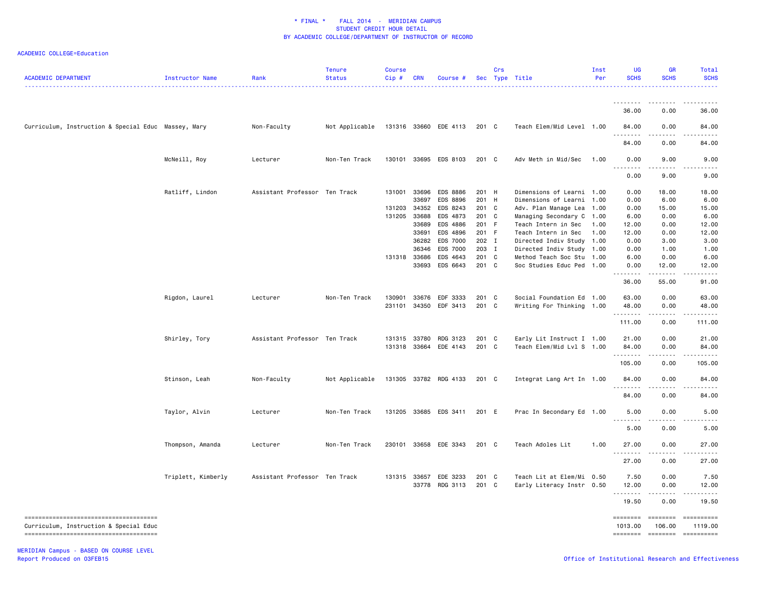* FINAL * FALL 2014 - MERIDIAN CAMPUS
STUDENT CREDIT HOUR DETAIL
BY ACADEMIC COLLEGE/DEPARTMENT OF INSTRUCTOR OF RECORD

ACADEMIC COLLEGE=Education

| ACADEMIC DEPARTMENT | Instructor Name | Rank | Tenure Status | Course Cip # | CRN | Course # | Sec | Crs Type | Title | Inst Per | UG SCHS | GR SCHS | Total SCHS |
|---|---|---|---|---|---|---|---|---|---|---|---|---|---|
| | | | | | | | | | | | 36.00 | 0.00 | 36.00 |
| Curriculum, Instruction & Special Educ | Massey, Mary | Non-Faculty | Not Applicable | 131316 | 33660 | EDE 4113 | 201 | C | Teach Elem/Mid Level | 1.00 | 84.00 | 0.00 | 84.00 |
| | | | | | | | | | | | 84.00 | 0.00 | 84.00 |
| | McNeill, Roy | Lecturer | Non-Ten Track | 130101 | 33695 | EDS 8103 | 201 | C | Adv Meth in Mid/Sec | 1.00 | 0.00 | 9.00 | 9.00 |
| | | | | | | | | | | | 0.00 | 9.00 | 9.00 |
| | Ratliff, Lindon | Assistant Professor | Ten Track | 131001 | 33696 | EDS 8886 | 201 | H | Dimensions of Learni | 1.00 | 0.00 | 18.00 | 18.00 |
| | | | | | 33697 | EDS 8896 | 201 | H | Dimensions of Learni | 1.00 | 0.00 | 6.00 | 6.00 |
| | | | | 131203 | 34352 | EDS 8243 | 201 | C | Adv. Plan Manage Lea | 1.00 | 0.00 | 15.00 | 15.00 |
| | | | | 131205 | 33688 | EDS 4873 | 201 | C | Managing Secondary C | 1.00 | 6.00 | 0.00 | 6.00 |
| | | | | | 33689 | EDS 4886 | 201 | F | Teach Intern in Sec | 1.00 | 12.00 | 0.00 | 12.00 |
| | | | | | 33691 | EDS 4896 | 201 | F | Teach Intern in Sec | 1.00 | 12.00 | 0.00 | 12.00 |
| | | | | | 36282 | EDS 7000 | 202 | I | Directed Indiv Study | 1.00 | 0.00 | 3.00 | 3.00 |
| | | | | | 36346 | EDS 7000 | 203 | I | Directed Indiv Study | 1.00 | 0.00 | 1.00 | 1.00 |
| | | | | 131318 | 33686 | EDS 4643 | 201 | C | Method Teach Soc Stu | 1.00 | 6.00 | 0.00 | 6.00 |
| | | | | | 33693 | EDS 6643 | 201 | C | Soc Studies Educ Ped | 1.00 | 0.00 | 12.00 | 12.00 |
| | | | | | | | | | | | 36.00 | 55.00 | 91.00 |
| | Rigdon, Laurel | Lecturer | Non-Ten Track | 130901 | 33676 | EDF 3333 | 201 | C | Social Foundation Ed | 1.00 | 63.00 | 0.00 | 63.00 |
| | | | | 231101 | 34350 | EDF 3413 | 201 | C | Writing For Thinking | 1.00 | 48.00 | 0.00 | 48.00 |
| | | | | | | | | | | | 111.00 | 0.00 | 111.00 |
| | Shirley, Tory | Assistant Professor | Ten Track | 131315 | 33780 | RDG 3123 | 201 | C | Early Lit Instruct I | 1.00 | 21.00 | 0.00 | 21.00 |
| | | | | 131318 | 33664 | EDE 4143 | 201 | C | Teach Elem/Mid Lvl S | 1.00 | 84.00 | 0.00 | 84.00 |
| | | | | | | | | | | | 105.00 | 0.00 | 105.00 |
| | Stinson, Leah | Non-Faculty | Not Applicable | 131305 | 33782 | RDG 4133 | 201 | C | Integrat Lang Art In | 1.00 | 84.00 | 0.00 | 84.00 |
| | | | | | | | | | | | 84.00 | 0.00 | 84.00 |
| | Taylor, Alvin | Lecturer | Non-Ten Track | 131205 | 33685 | EDS 3411 | 201 | E | Prac In Secondary Ed | 1.00 | 5.00 | 0.00 | 5.00 |
| | | | | | | | | | | | 5.00 | 0.00 | 5.00 |
| | Thompson, Amanda | Lecturer | Non-Ten Track | 230101 | 33658 | EDE 3343 | 201 | C | Teach Adoles Lit | 1.00 | 27.00 | 0.00 | 27.00 |
| | | | | | | | | | | | 27.00 | 0.00 | 27.00 |
| | Triplett, Kimberly | Assistant Professor | Ten Track | 131315 | 33657 | EDE 3233 | 201 | C | Teach Lit at Elem/Mi | 0.50 | 7.50 | 0.00 | 7.50 |
| | | | | | 33778 | RDG 3113 | 201 | C | Early Literacy Instr | 0.50 | 12.00 | 0.00 | 12.00 |
| | | | | | | | | | | | 19.50 | 0.00 | 19.50 |
| Curriculum, Instruction & Special Educ | | | | | | | | | | | 1013.00 | 106.00 | 1119.00 |

MERIDIAN Campus - BASED ON COURSE LEVEL
Report Produced on 03FEB15

Office of Institutional Research and Effectiveness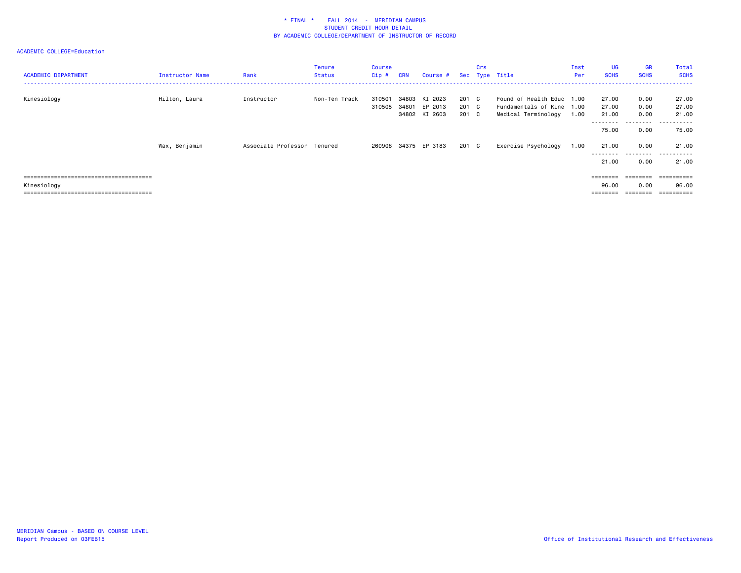\* FINAL \* FALL 2014 - MERIDIAN CAMPUS
STUDENT CREDIT HOUR DETAIL
BY ACADEMIC COLLEGE/DEPARTMENT OF INSTRUCTOR OF RECORD

ACADEMIC COLLEGE=Education

| ACADEMIC DEPARTMENT | Instructor Name | Rank | Tenure Status | Course Cip # | CRN | Course # | Sec | Crs Type | Title | Inst Per | UG SCHS | GR SCHS | Total SCHS |
|---|---|---|---|---|---|---|---|---|---|---|---|---|---|
| Kinesiology | Hilton, Laura | Instructor | Non-Ten Track | 310501 | 34803 | KI 2023 | 201 | C | Found of Health Educ | 1.00 | 27.00 | 0.00 | 27.00 |
| | | | | 310505 | 34801 | EP 2013 | 201 | C | Fundamentals of Kine | 1.00 | 27.00 | 0.00 | 27.00 |
| | | | | | 34802 | KI 2603 | 201 | C | Medical Terminology | 1.00 | 21.00 | 0.00 | 21.00 |
| | | | | | | | | | | | 75.00 | 0.00 | 75.00 |
| | Wax, Benjamin | Associate Professor | Tenured | 260908 | 34375 | EP 3183 | 201 | C | Exercise Psychology | 1.00 | 21.00 | 0.00 | 21.00 |
| | | | | | | | | | | | 21.00 | 0.00 | 21.00 |
| Kinesiology | | | | | | | | | | | 96.00 | 0.00 | 96.00 |

MERIDIAN Campus - BASED ON COURSE LEVEL
Report Produced on 03FEB15

Office of Institutional Research and Effectiveness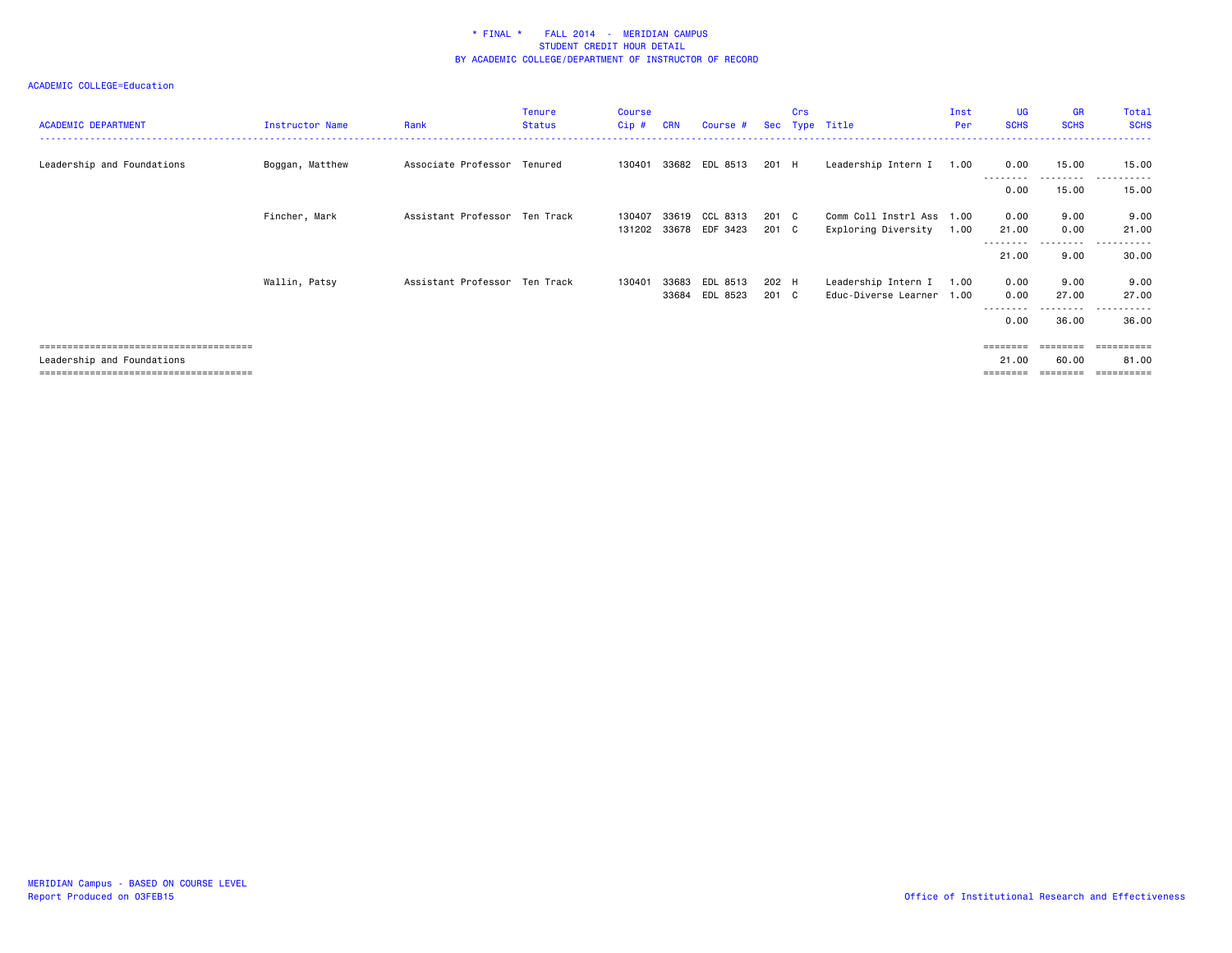\* FINAL \*    FALL 2014  -  MERIDIAN CAMPUS
STUDENT CREDIT HOUR DETAIL
BY ACADEMIC COLLEGE/DEPARTMENT OF INSTRUCTOR OF RECORD

ACADEMIC COLLEGE=Education

| ACADEMIC DEPARTMENT | Instructor Name | Rank | Tenure Status | Course Cip # | CRN | Course # | Sec | Crs Type | Title | Inst Per | UG SCHS | GR SCHS | Total SCHS |
|---|---|---|---|---|---|---|---|---|---|---|---|---|---|
| Leadership and Foundations | Boggan, Matthew | Associate Professor | Tenured | 130401 | 33682 | EDL 8513 | 201 | H | Leadership Intern I | 1.00 | 0.00 | 15.00 | 15.00 |
| | | | | | | | | | | | 0.00 | 15.00 | 15.00 |
| | Fincher, Mark | Assistant Professor | Ten Track | 130407 | 33619 | CCL 8313 | 201 | C | Comm Coll Instrl Ass | 1.00 | 0.00 | 9.00 | 9.00 |
| | | | | 131202 | 33678 | EDF 3423 | 201 | C | Exploring Diversity | 1.00 | 21.00 | 0.00 | 21.00 |
| | | | | | | | | | | | 21.00 | 9.00 | 30.00 |
| | Wallin, Patsy | Assistant Professor | Ten Track | 130401 | 33683 | EDL 8513 | 202 | H | Leadership Intern I | 1.00 | 0.00 | 9.00 | 9.00 |
| | | | | | 33684 | EDL 8523 | 201 | C | Educ-Diverse Learner | 1.00 | 0.00 | 27.00 | 27.00 |
| | | | | | | | | | | | 0.00 | 36.00 | 36.00 |
| Leadership and Foundations | | | | | | | | | | | 21.00 | 60.00 | 81.00 |

MERIDIAN Campus - BASED ON COURSE LEVEL
Report Produced on 03FEB15

Office of Institutional Research and Effectiveness